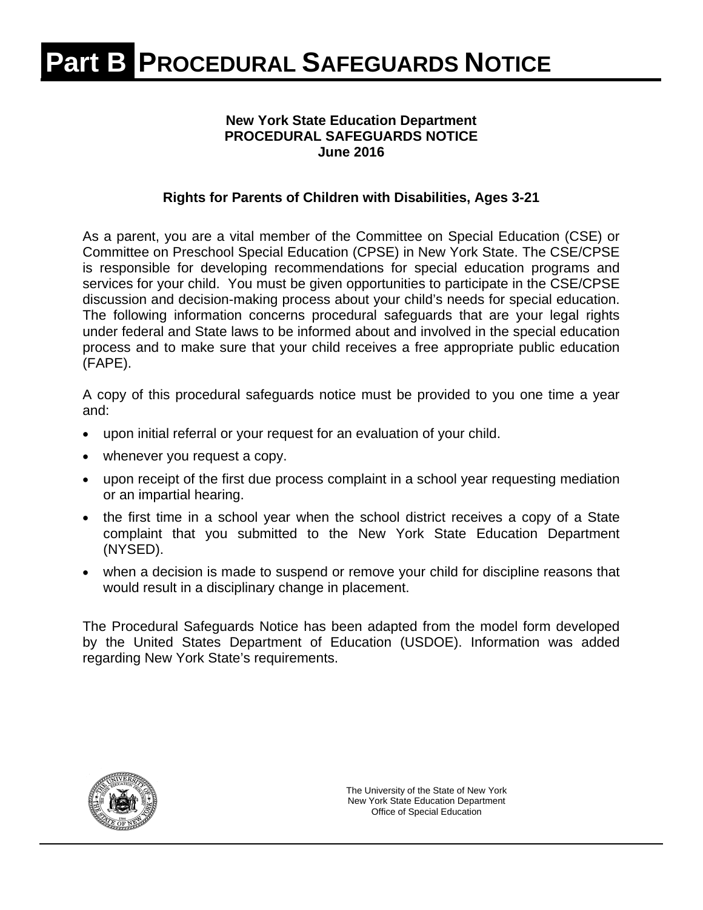# Part B PROCEDURAL SAFEGUARDS NOTICE

**New York State Education Department**
**PROCEDURAL SAFEGUARDS NOTICE**
**June 2016**

**Rights for Parents of Children with Disabilities, Ages 3-21**

As a parent, you are a vital member of the Committee on Special Education (CSE) or Committee on Preschool Special Education (CPSE) in New York State. The CSE/CPSE is responsible for developing recommendations for special education programs and services for your child. You must be given opportunities to participate in the CSE/CPSE discussion and decision-making process about your child's needs for special education. The following information concerns procedural safeguards that are your legal rights under federal and State laws to be informed about and involved in the special education process and to make sure that your child receives a free appropriate public education (FAPE).

A copy of this procedural safeguards notice must be provided to you one time a year and:

- upon initial referral or your request for an evaluation of your child.
- whenever you request a copy.
- upon receipt of the first due process complaint in a school year requesting mediation or an impartial hearing.
- the first time in a school year when the school district receives a copy of a State complaint that you submitted to the New York State Education Department (NYSED).
- when a decision is made to suspend or remove your child for discipline reasons that would result in a disciplinary change in placement.

The Procedural Safeguards Notice has been adapted from the model form developed by the United States Department of Education (USDOE). Information was added regarding New York State's requirements.

The University of the State of New York
New York State Education Department
Office of Special Education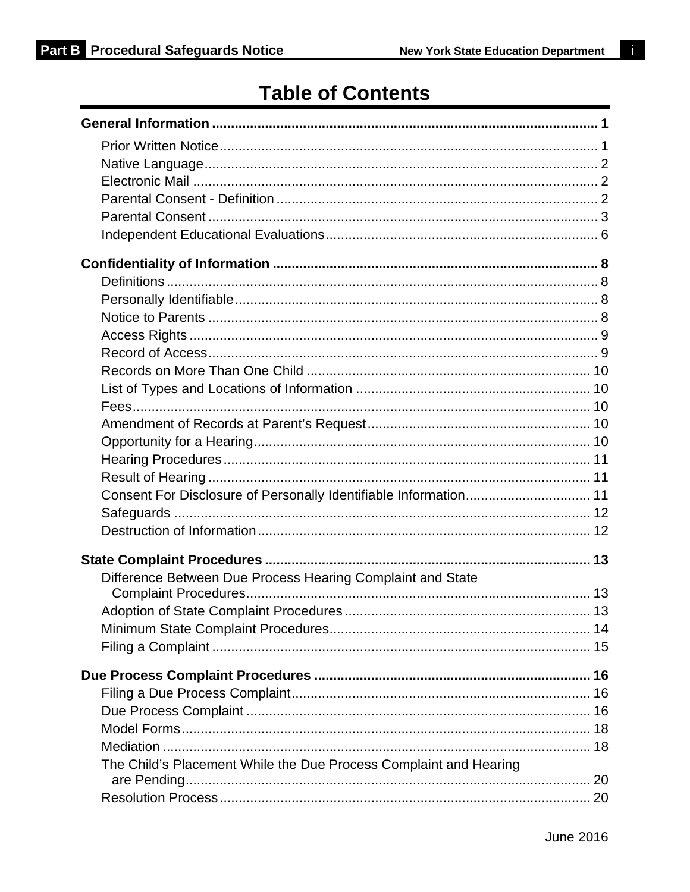# Table of Contents

**General Information** ..... **1**

- Prior Written Notice ..... 1
- Native Language ..... 2
- Electronic Mail ..... 2
- Parental Consent - Definition ..... 2
- Parental Consent ..... 3
- Independent Educational Evaluations ..... 6

**Confidentiality of Information** ..... **8**

- Definitions ..... 8
- Personally Identifiable ..... 8
- Notice to Parents ..... 8
- Access Rights ..... 9
- Record of Access ..... 9
- Records on More Than One Child ..... 10
- List of Types and Locations of Information ..... 10
- Fees ..... 10
- Amendment of Records at Parent's Request ..... 10
- Opportunity for a Hearing ..... 10
- Hearing Procedures ..... 11
- Result of Hearing ..... 11
- Consent For Disclosure of Personally Identifiable Information ..... 11
- Safeguards ..... 12
- Destruction of Information ..... 12

**State Complaint Procedures** ..... **13**

- Difference Between Due Process Hearing Complaint and State Complaint Procedures ..... 13
- Adoption of State Complaint Procedures ..... 13
- Minimum State Complaint Procedures ..... 14
- Filing a Complaint ..... 15

**Due Process Complaint Procedures** ..... **16**

- Filing a Due Process Complaint ..... 16
- Due Process Complaint ..... 16
- Model Forms ..... 18
- Mediation ..... 18
- The Child's Placement While the Due Process Complaint and Hearing are Pending ..... 20
- Resolution Process ..... 20

June 2016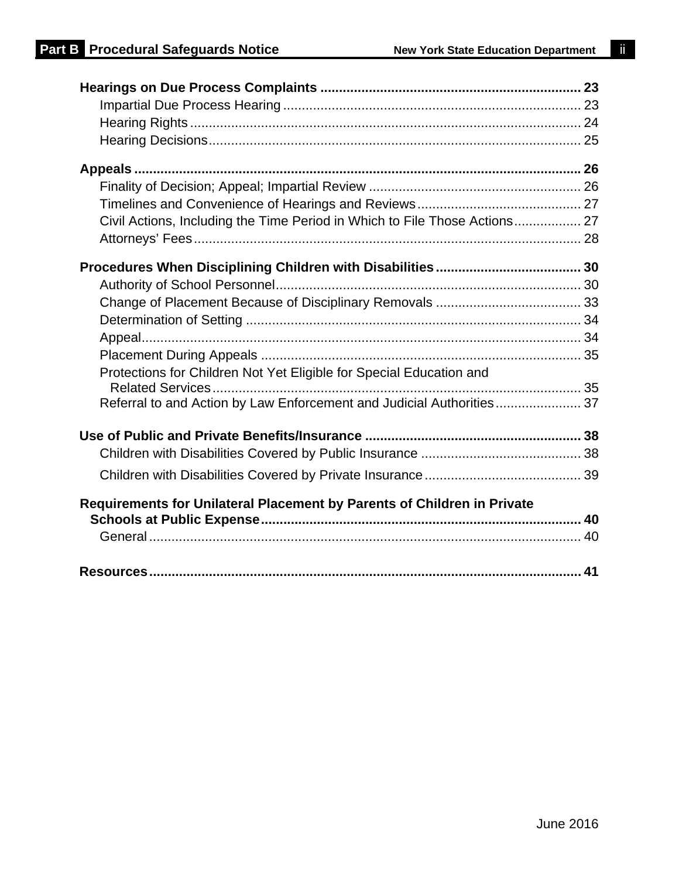**Hearings on Due Process Complaints** ..................................................................... **23**

- Impartial Due Process Hearing ............................................................................... 23
- Hearing Rights ......................................................................................................... 24
- Hearing Decisions.................................................................................................... 25

**Appeals** ........................................................................................................................ **26**

- Finality of Decision; Appeal; Impartial Review ......................................................... 26
- Timelines and Convenience of Hearings and Reviews............................................ 27
- Civil Actions, Including the Time Period in Which to File Those Actions.................. 27
- Attorneys' Fees ........................................................................................................ 28

**Procedures When Disciplining Children with Disabilities** ....................................... **30**

- Authority of School Personnel.................................................................................. 30
- Change of Placement Because of Disciplinary Removals ....................................... 33
- Determination of Setting .......................................................................................... 34
- Appeal...................................................................................................................... 34
- Placement During Appeals ...................................................................................... 35
- Protections for Children Not Yet Eligible for Special Education and Related Services ................................................................................................... 35
- Referral to and Action by Law Enforcement and Judicial Authorities....................... 37

**Use of Public and Private Benefits/Insurance** .......................................................... **38**

- Children with Disabilities Covered by Public Insurance ........................................... 38
- Children with Disabilities Covered by Private Insurance.......................................... 39

**Requirements for Unilateral Placement by Parents of Children in Private Schools at Public Expense**..................................................................................... **40**

- General .................................................................................................................... 40

**Resources**.................................................................................................................... **41**

June 2016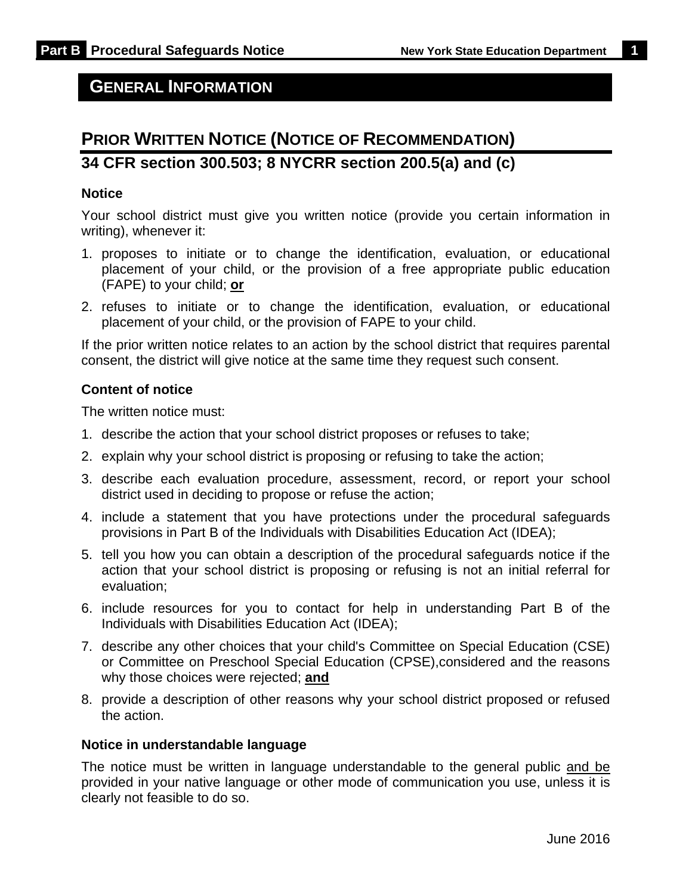# GENERAL INFORMATION

## PRIOR WRITTEN NOTICE (NOTICE OF RECOMMENDATION)

## 34 CFR section 300.503; 8 NYCRR section 200.5(a) and (c)

### Notice

Your school district must give you written notice (provide you certain information in writing), whenever it:

1. proposes to initiate or to change the identification, evaluation, or educational placement of your child, or the provision of a free appropriate public education (FAPE) to your child; **or**
2. refuses to initiate or to change the identification, evaluation, or educational placement of your child, or the provision of FAPE to your child.

If the prior written notice relates to an action by the school district that requires parental consent, the district will give notice at the same time they request such consent.

### Content of notice

The written notice must:

1. describe the action that your school district proposes or refuses to take;
2. explain why your school district is proposing or refusing to take the action;
3. describe each evaluation procedure, assessment, record, or report your school district used in deciding to propose or refuse the action;
4. include a statement that you have protections under the procedural safeguards provisions in Part B of the Individuals with Disabilities Education Act (IDEA);
5. tell you how you can obtain a description of the procedural safeguards notice if the action that your school district is proposing or refusing is not an initial referral for evaluation;
6. include resources for you to contact for help in understanding Part B of the Individuals with Disabilities Education Act (IDEA);
7. describe any other choices that your child's Committee on Special Education (CSE) or Committee on Preschool Special Education (CPSE),considered and the reasons why those choices were rejected; **and**
8. provide a description of other reasons why your school district proposed or refused the action.

### Notice in understandable language

The notice must be written in language understandable to the general public and be provided in your native language or other mode of communication you use, unless it is clearly not feasible to do so.

June 2016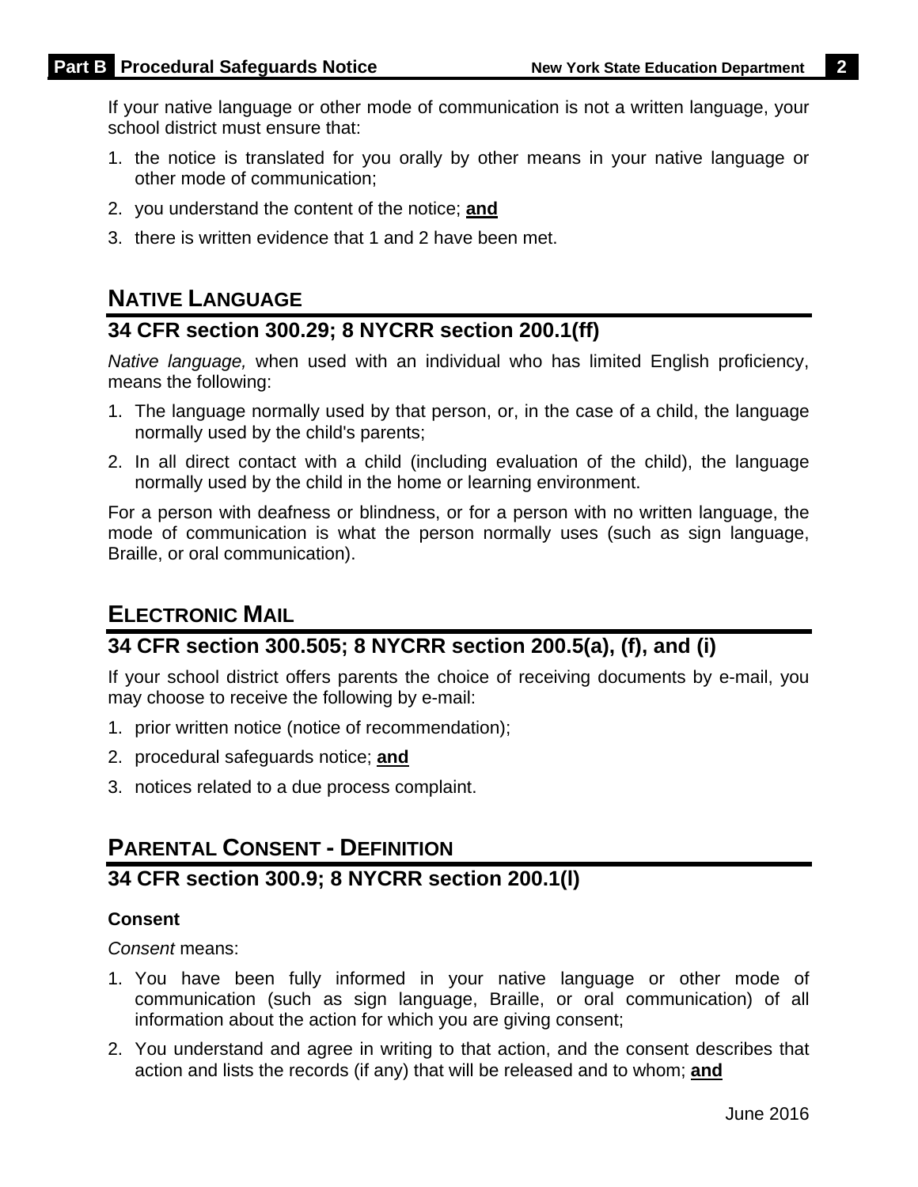If your native language or other mode of communication is not a written language, your school district must ensure that:

1. the notice is translated for you orally by other means in your native language or other mode of communication;
2. you understand the content of the notice; **and**
3. there is written evidence that 1 and 2 have been met.

## NATIVE LANGUAGE

### 34 CFR section 300.29; 8 NYCRR section 200.1(ff)

*Native language,* when used with an individual who has limited English proficiency, means the following:

1. The language normally used by that person, or, in the case of a child, the language normally used by the child's parents;
2. In all direct contact with a child (including evaluation of the child), the language normally used by the child in the home or learning environment.

For a person with deafness or blindness, or for a person with no written language, the mode of communication is what the person normally uses (such as sign language, Braille, or oral communication).

## ELECTRONIC MAIL

### 34 CFR section 300.505; 8 NYCRR section 200.5(a), (f), and (i)

If your school district offers parents the choice of receiving documents by e-mail, you may choose to receive the following by e-mail:

1. prior written notice (notice of recommendation);
2. procedural safeguards notice; **and**
3. notices related to a due process complaint.

## PARENTAL CONSENT - DEFINITION

### 34 CFR section 300.9; 8 NYCRR section 200.1(l)

**Consent**

*Consent* means:

1. You have been fully informed in your native language or other mode of communication (such as sign language, Braille, or oral communication) of all information about the action for which you are giving consent;
2. You understand and agree in writing to that action, and the consent describes that action and lists the records (if any) that will be released and to whom; **and**

June 2016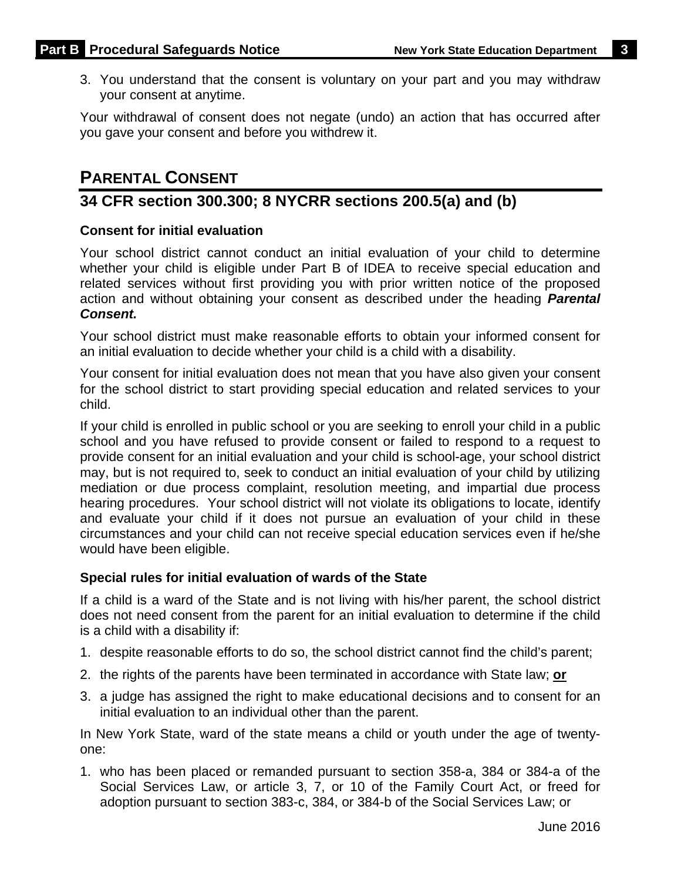3. You understand that the consent is voluntary on your part and you may withdraw your consent at anytime.

Your withdrawal of consent does not negate (undo) an action that has occurred after you gave your consent and before you withdrew it.

## PARENTAL CONSENT

## 34 CFR section 300.300; 8 NYCRR sections 200.5(a) and (b)

### Consent for initial evaluation

Your school district cannot conduct an initial evaluation of your child to determine whether your child is eligible under Part B of IDEA to receive special education and related services without first providing you with prior written notice of the proposed action and without obtaining your consent as described under the heading ***Parental Consent.***

Your school district must make reasonable efforts to obtain your informed consent for an initial evaluation to decide whether your child is a child with a disability.

Your consent for initial evaluation does not mean that you have also given your consent for the school district to start providing special education and related services to your child.

If your child is enrolled in public school or you are seeking to enroll your child in a public school and you have refused to provide consent or failed to respond to a request to provide consent for an initial evaluation and your child is school-age, your school district may, but is not required to, seek to conduct an initial evaluation of your child by utilizing mediation or due process complaint, resolution meeting, and impartial due process hearing procedures. Your school district will not violate its obligations to locate, identify and evaluate your child if it does not pursue an evaluation of your child in these circumstances and your child can not receive special education services even if he/she would have been eligible.

### Special rules for initial evaluation of wards of the State

If a child is a ward of the State and is not living with his/her parent, the school district does not need consent from the parent for an initial evaluation to determine if the child is a child with a disability if:

1. despite reasonable efforts to do so, the school district cannot find the child's parent;
2. the rights of the parents have been terminated in accordance with State law; **or**
3. a judge has assigned the right to make educational decisions and to consent for an initial evaluation to an individual other than the parent.

In New York State, ward of the state means a child or youth under the age of twenty-one:

1. who has been placed or remanded pursuant to section 358-a, 384 or 384-a of the Social Services Law, or article 3, 7, or 10 of the Family Court Act, or freed for adoption pursuant to section 383-c, 384, or 384-b of the Social Services Law; or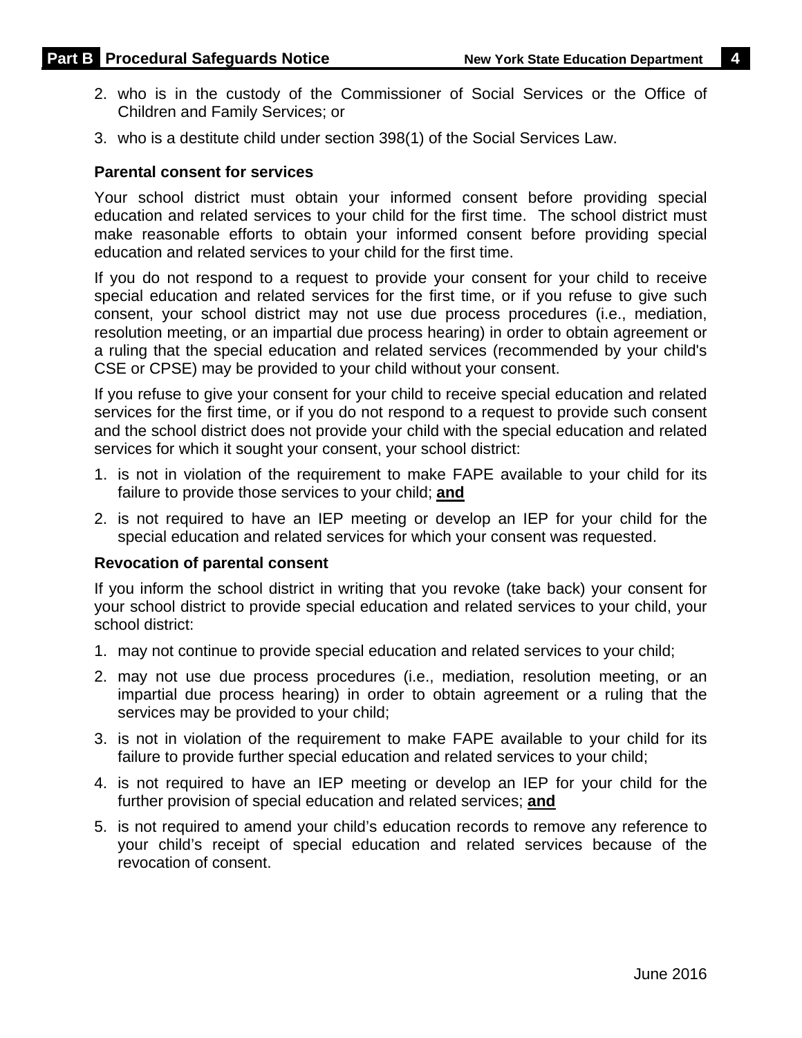2. who is in the custody of the Commissioner of Social Services or the Office of Children and Family Services; or
3. who is a destitute child under section 398(1) of the Social Services Law.

### Parental consent for services

Your school district must obtain your informed consent before providing special education and related services to your child for the first time. The school district must make reasonable efforts to obtain your informed consent before providing special education and related services to your child for the first time.

If you do not respond to a request to provide your consent for your child to receive special education and related services for the first time, or if you refuse to give such consent, your school district may not use due process procedures (i.e., mediation, resolution meeting, or an impartial due process hearing) in order to obtain agreement or a ruling that the special education and related services (recommended by your child's CSE or CPSE) may be provided to your child without your consent.

If you refuse to give your consent for your child to receive special education and related services for the first time, or if you do not respond to a request to provide such consent and the school district does not provide your child with the special education and related services for which it sought your consent, your school district:

1. is not in violation of the requirement to make FAPE available to your child for its failure to provide those services to your child; **and**
2. is not required to have an IEP meeting or develop an IEP for your child for the special education and related services for which your consent was requested.

### Revocation of parental consent

If you inform the school district in writing that you revoke (take back) your consent for your school district to provide special education and related services to your child, your school district:

1. may not continue to provide special education and related services to your child;
2. may not use due process procedures (i.e., mediation, resolution meeting, or an impartial due process hearing) in order to obtain agreement or a ruling that the services may be provided to your child;
3. is not in violation of the requirement to make FAPE available to your child for its failure to provide further special education and related services to your child;
4. is not required to have an IEP meeting or develop an IEP for your child for the further provision of special education and related services; **and**
5. is not required to amend your child's education records to remove any reference to your child's receipt of special education and related services because of the revocation of consent.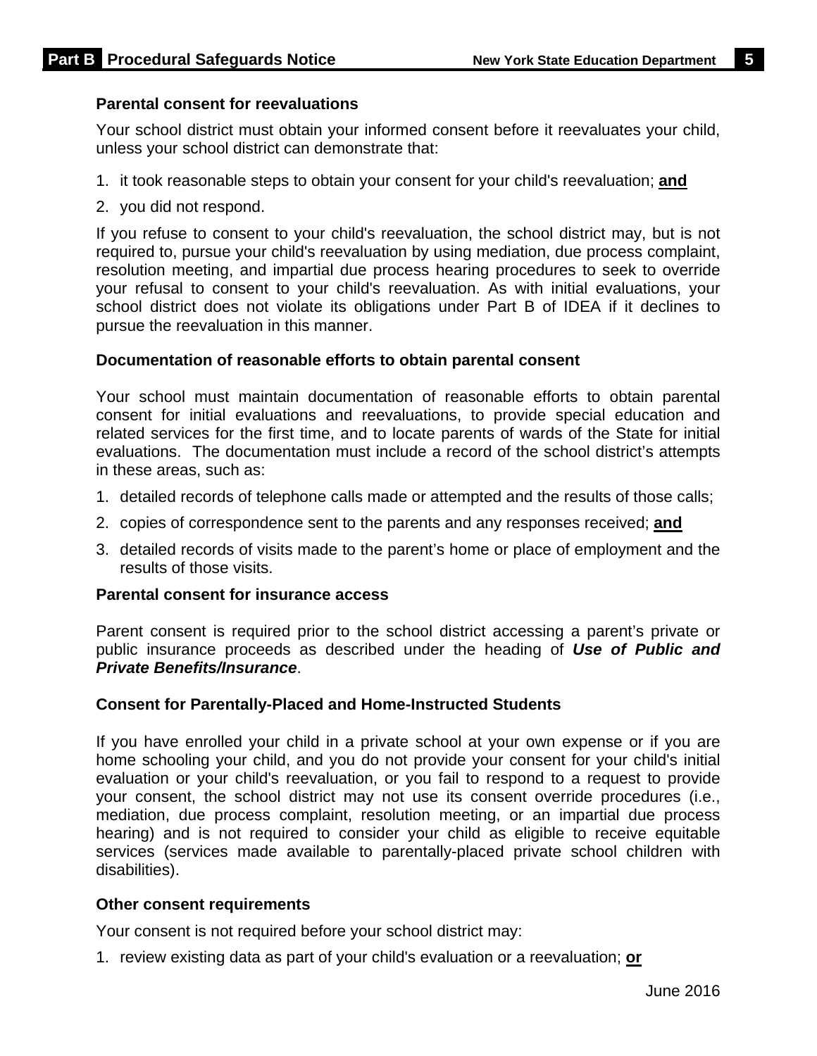### Parental consent for reevaluations

Your school district must obtain your informed consent before it reevaluates your child, unless your school district can demonstrate that:

1. it took reasonable steps to obtain your consent for your child's reevaluation; **and**
2. you did not respond.

If you refuse to consent to your child's reevaluation, the school district may, but is not required to, pursue your child's reevaluation by using mediation, due process complaint, resolution meeting, and impartial due process hearing procedures to seek to override your refusal to consent to your child's reevaluation. As with initial evaluations, your school district does not violate its obligations under Part B of IDEA if it declines to pursue the reevaluation in this manner.

### Documentation of reasonable efforts to obtain parental consent

Your school must maintain documentation of reasonable efforts to obtain parental consent for initial evaluations and reevaluations, to provide special education and related services for the first time, and to locate parents of wards of the State for initial evaluations. The documentation must include a record of the school district's attempts in these areas, such as:

1. detailed records of telephone calls made or attempted and the results of those calls;
2. copies of correspondence sent to the parents and any responses received; **and**
3. detailed records of visits made to the parent's home or place of employment and the results of those visits.

### Parental consent for insurance access

Parent consent is required prior to the school district accessing a parent's private or public insurance proceeds as described under the heading of ***Use of Public and Private Benefits/Insurance***.

### Consent for Parentally-Placed and Home-Instructed Students

If you have enrolled your child in a private school at your own expense or if you are home schooling your child, and you do not provide your consent for your child's initial evaluation or your child's reevaluation, or you fail to respond to a request to provide your consent, the school district may not use its consent override procedures (i.e., mediation, due process complaint, resolution meeting, or an impartial due process hearing) and is not required to consider your child as eligible to receive equitable services (services made available to parentally-placed private school children with disabilities).

### Other consent requirements

Your consent is not required before your school district may:

1. review existing data as part of your child's evaluation or a reevaluation; **or**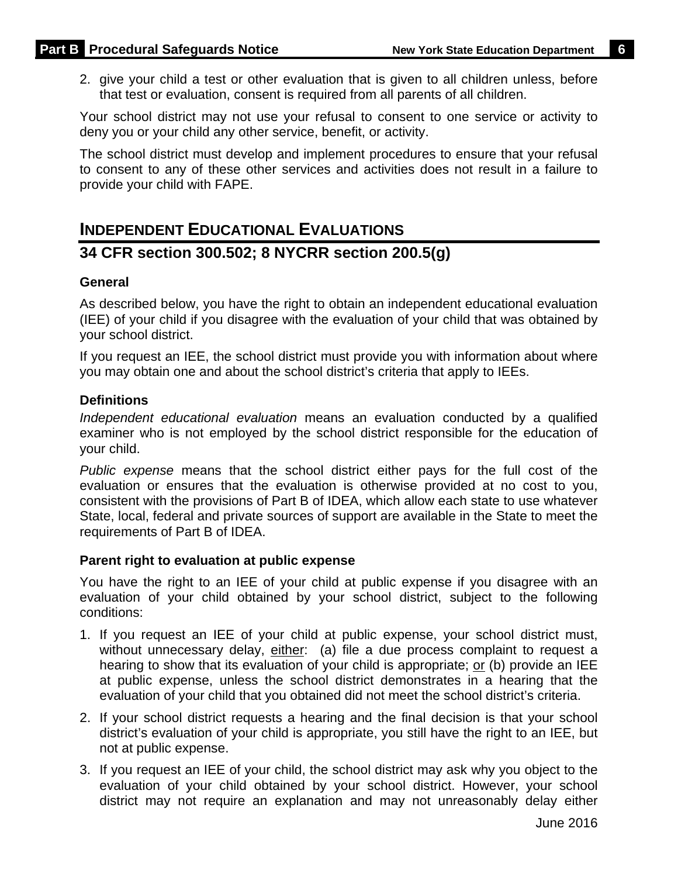2. give your child a test or other evaluation that is given to all children unless, before that test or evaluation, consent is required from all parents of all children.

Your school district may not use your refusal to consent to one service or activity to deny you or your child any other service, benefit, or activity.

The school district must develop and implement procedures to ensure that your refusal to consent to any of these other services and activities does not result in a failure to provide your child with FAPE.

## INDEPENDENT EDUCATIONAL EVALUATIONS

## 34 CFR section 300.502; 8 NYCRR section 200.5(g)

### General

As described below, you have the right to obtain an independent educational evaluation (IEE) of your child if you disagree with the evaluation of your child that was obtained by your school district.

If you request an IEE, the school district must provide you with information about where you may obtain one and about the school district's criteria that apply to IEEs.

### Definitions

*Independent educational evaluation* means an evaluation conducted by a qualified examiner who is not employed by the school district responsible for the education of your child.

*Public expense* means that the school district either pays for the full cost of the evaluation or ensures that the evaluation is otherwise provided at no cost to you, consistent with the provisions of Part B of IDEA, which allow each state to use whatever State, local, federal and private sources of support are available in the State to meet the requirements of Part B of IDEA.

### Parent right to evaluation at public expense

You have the right to an IEE of your child at public expense if you disagree with an evaluation of your child obtained by your school district, subject to the following conditions:

1. If you request an IEE of your child at public expense, your school district must, without unnecessary delay, either: (a) file a due process complaint to request a hearing to show that its evaluation of your child is appropriate; or (b) provide an IEE at public expense, unless the school district demonstrates in a hearing that the evaluation of your child that you obtained did not meet the school district's criteria.
2. If your school district requests a hearing and the final decision is that your school district's evaluation of your child is appropriate, you still have the right to an IEE, but not at public expense.
3. If you request an IEE of your child, the school district may ask why you object to the evaluation of your child obtained by your school district. However, your school district may not require an explanation and may not unreasonably delay either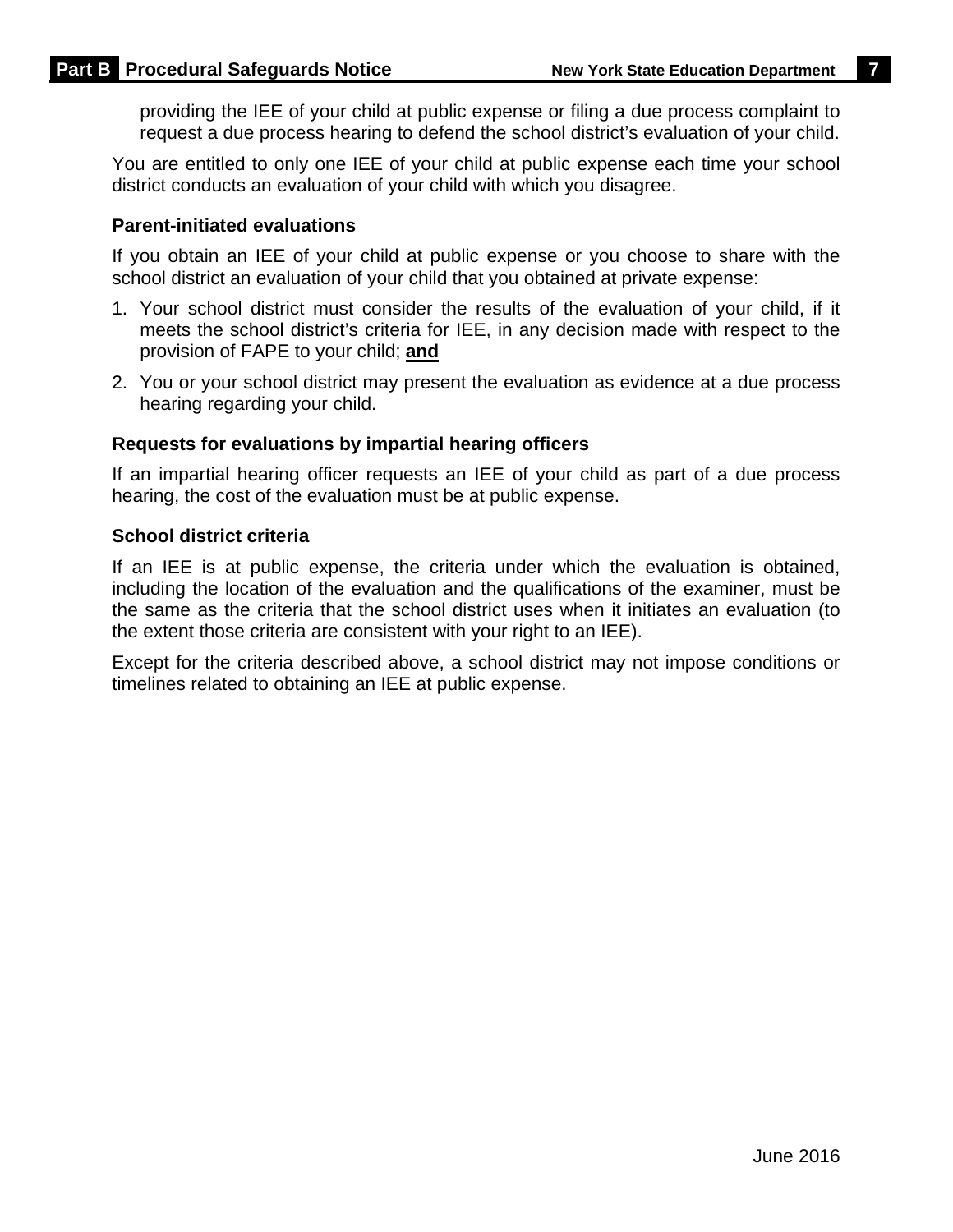providing the IEE of your child at public expense or filing a due process complaint to request a due process hearing to defend the school district's evaluation of your child.

You are entitled to only one IEE of your child at public expense each time your school district conducts an evaluation of your child with which you disagree.

### Parent-initiated evaluations

If you obtain an IEE of your child at public expense or you choose to share with the school district an evaluation of your child that you obtained at private expense:

1. Your school district must consider the results of the evaluation of your child, if it meets the school district's criteria for IEE, in any decision made with respect to the provision of FAPE to your child; **and**
2. You or your school district may present the evaluation as evidence at a due process hearing regarding your child.

### Requests for evaluations by impartial hearing officers

If an impartial hearing officer requests an IEE of your child as part of a due process hearing, the cost of the evaluation must be at public expense.

### School district criteria

If an IEE is at public expense, the criteria under which the evaluation is obtained, including the location of the evaluation and the qualifications of the examiner, must be the same as the criteria that the school district uses when it initiates an evaluation (to the extent those criteria are consistent with your right to an IEE).

Except for the criteria described above, a school district may not impose conditions or timelines related to obtaining an IEE at public expense.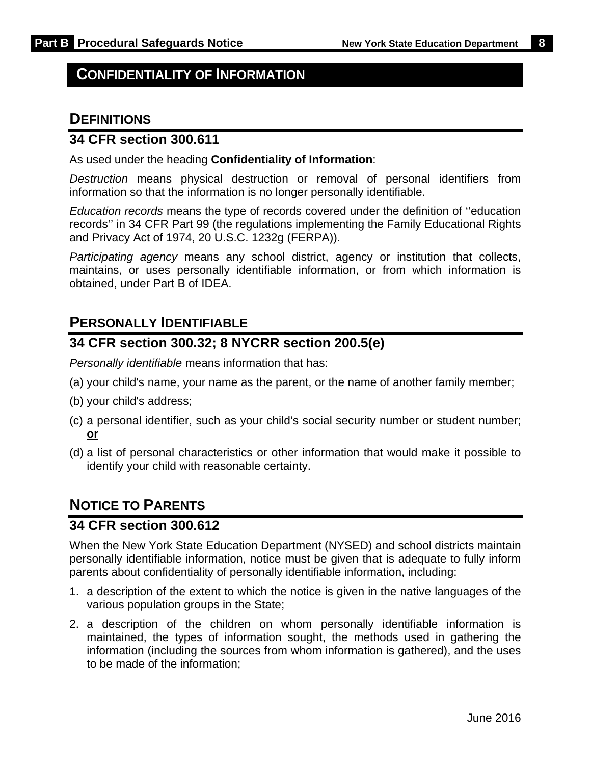# CONFIDENTIALITY OF INFORMATION

## DEFINITIONS

### 34 CFR section 300.611

As used under the heading **Confidentiality of Information**:

*Destruction* means physical destruction or removal of personal identifiers from information so that the information is no longer personally identifiable.

*Education records* means the type of records covered under the definition of ''education records'' in 34 CFR Part 99 (the regulations implementing the Family Educational Rights and Privacy Act of 1974, 20 U.S.C. 1232g (FERPA)).

*Participating agency* means any school district, agency or institution that collects, maintains, or uses personally identifiable information, or from which information is obtained, under Part B of IDEA.

## PERSONALLY IDENTIFIABLE

### 34 CFR section 300.32; 8 NYCRR section 200.5(e)

*Personally identifiable* means information that has:

(a) your child's name, your name as the parent, or the name of another family member;

(b) your child's address;

(c) a personal identifier, such as your child's social security number or student number; **or**

(d) a list of personal characteristics or other information that would make it possible to identify your child with reasonable certainty.

## NOTICE TO PARENTS

### 34 CFR section 300.612

When the New York State Education Department (NYSED) and school districts maintain personally identifiable information, notice must be given that is adequate to fully inform parents about confidentiality of personally identifiable information, including:

1. a description of the extent to which the notice is given in the native languages of the various population groups in the State;
2. a description of the children on whom personally identifiable information is maintained, the types of information sought, the methods used in gathering the information (including the sources from whom information is gathered), and the uses to be made of the information;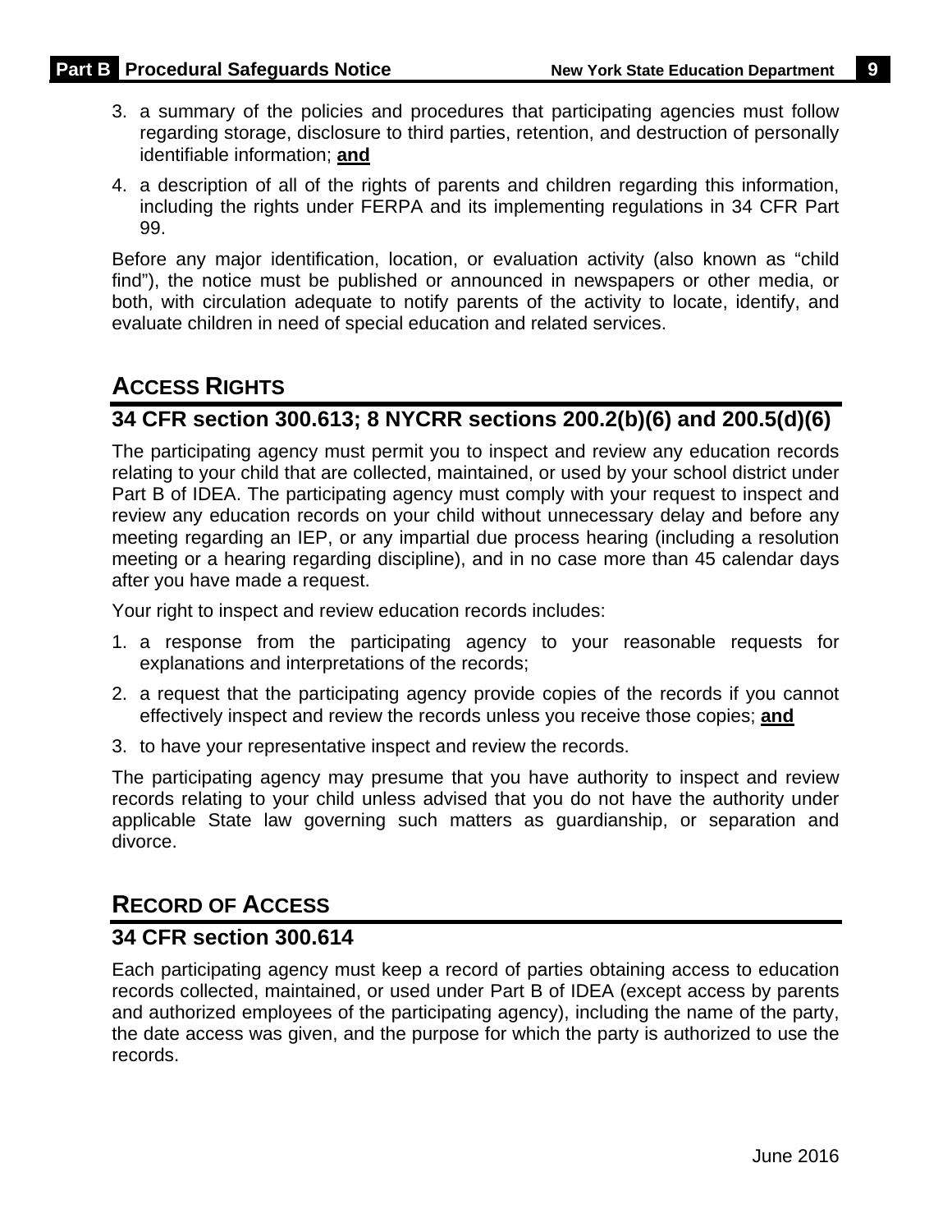3. a summary of the policies and procedures that participating agencies must follow regarding storage, disclosure to third parties, retention, and destruction of personally identifiable information; **and**

4. a description of all of the rights of parents and children regarding this information, including the rights under FERPA and its implementing regulations in 34 CFR Part 99.

Before any major identification, location, or evaluation activity (also known as "child find"), the notice must be published or announced in newspapers or other media, or both, with circulation adequate to notify parents of the activity to locate, identify, and evaluate children in need of special education and related services.

## ACCESS RIGHTS

### 34 CFR section 300.613; 8 NYCRR sections 200.2(b)(6) and 200.5(d)(6)

The participating agency must permit you to inspect and review any education records relating to your child that are collected, maintained, or used by your school district under Part B of IDEA. The participating agency must comply with your request to inspect and review any education records on your child without unnecessary delay and before any meeting regarding an IEP, or any impartial due process hearing (including a resolution meeting or a hearing regarding discipline), and in no case more than 45 calendar days after you have made a request.

Your right to inspect and review education records includes:

1. a response from the participating agency to your reasonable requests for explanations and interpretations of the records;
2. a request that the participating agency provide copies of the records if you cannot effectively inspect and review the records unless you receive those copies; **and**
3. to have your representative inspect and review the records.

The participating agency may presume that you have authority to inspect and review records relating to your child unless advised that you do not have the authority under applicable State law governing such matters as guardianship, or separation and divorce.

## RECORD OF ACCESS

### 34 CFR section 300.614

Each participating agency must keep a record of parties obtaining access to education records collected, maintained, or used under Part B of IDEA (except access by parents and authorized employees of the participating agency), including the name of the party, the date access was given, and the purpose for which the party is authorized to use the records.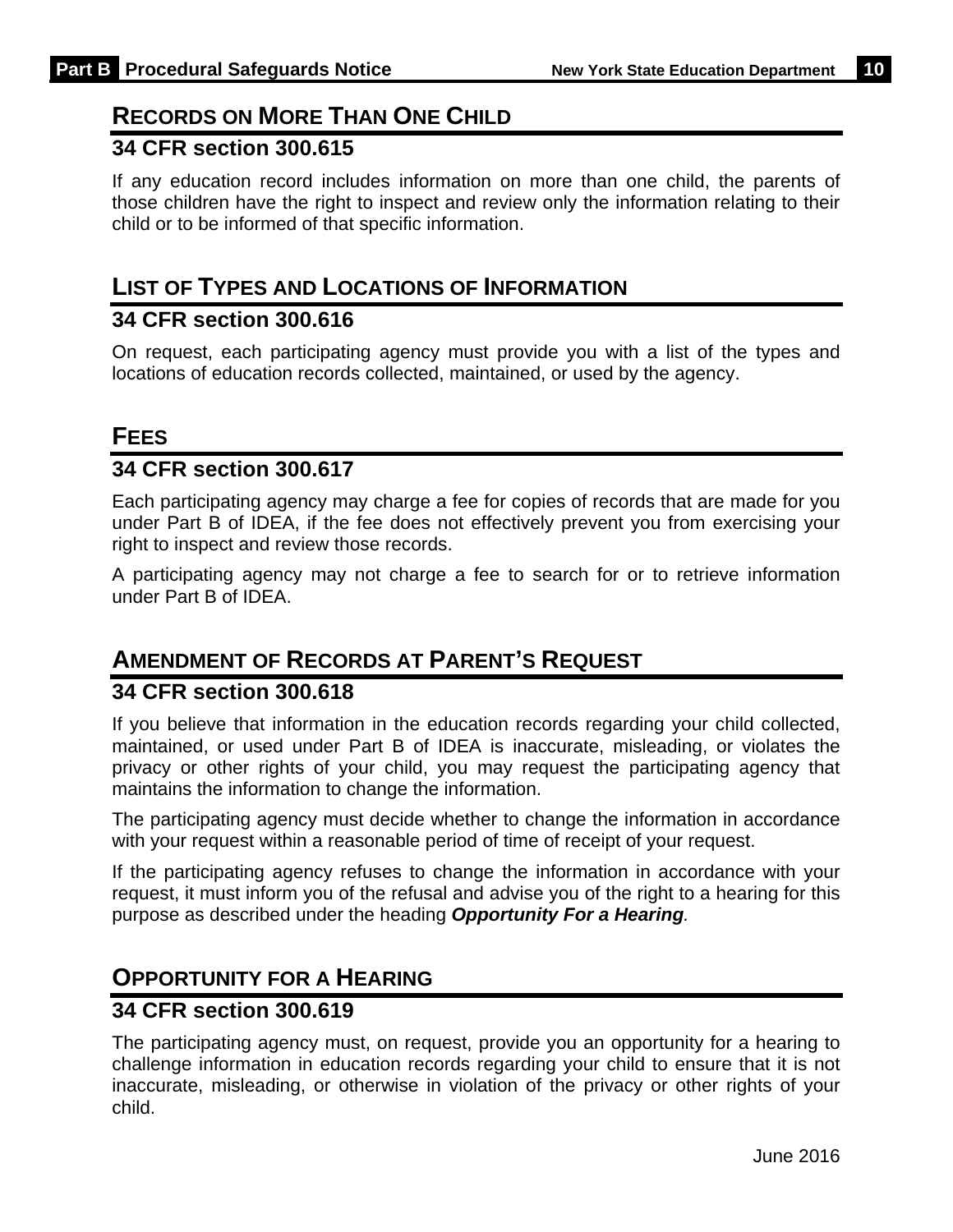## Records on More Than One Child

### 34 CFR section 300.615

If any education record includes information on more than one child, the parents of those children have the right to inspect and review only the information relating to their child or to be informed of that specific information.

## List of Types and Locations of Information

### 34 CFR section 300.616

On request, each participating agency must provide you with a list of the types and locations of education records collected, maintained, or used by the agency.

## Fees

### 34 CFR section 300.617

Each participating agency may charge a fee for copies of records that are made for you under Part B of IDEA, if the fee does not effectively prevent you from exercising your right to inspect and review those records.

A participating agency may not charge a fee to search for or to retrieve information under Part B of IDEA.

## Amendment of Records at Parent's Request

### 34 CFR section 300.618

If you believe that information in the education records regarding your child collected, maintained, or used under Part B of IDEA is inaccurate, misleading, or violates the privacy or other rights of your child, you may request the participating agency that maintains the information to change the information.

The participating agency must decide whether to change the information in accordance with your request within a reasonable period of time of receipt of your request.

If the participating agency refuses to change the information in accordance with your request, it must inform you of the refusal and advise you of the right to a hearing for this purpose as described under the heading ***Opportunity For a Hearing***.

## Opportunity for a Hearing

### 34 CFR section 300.619

The participating agency must, on request, provide you an opportunity for a hearing to challenge information in education records regarding your child to ensure that it is not inaccurate, misleading, or otherwise in violation of the privacy or other rights of your child.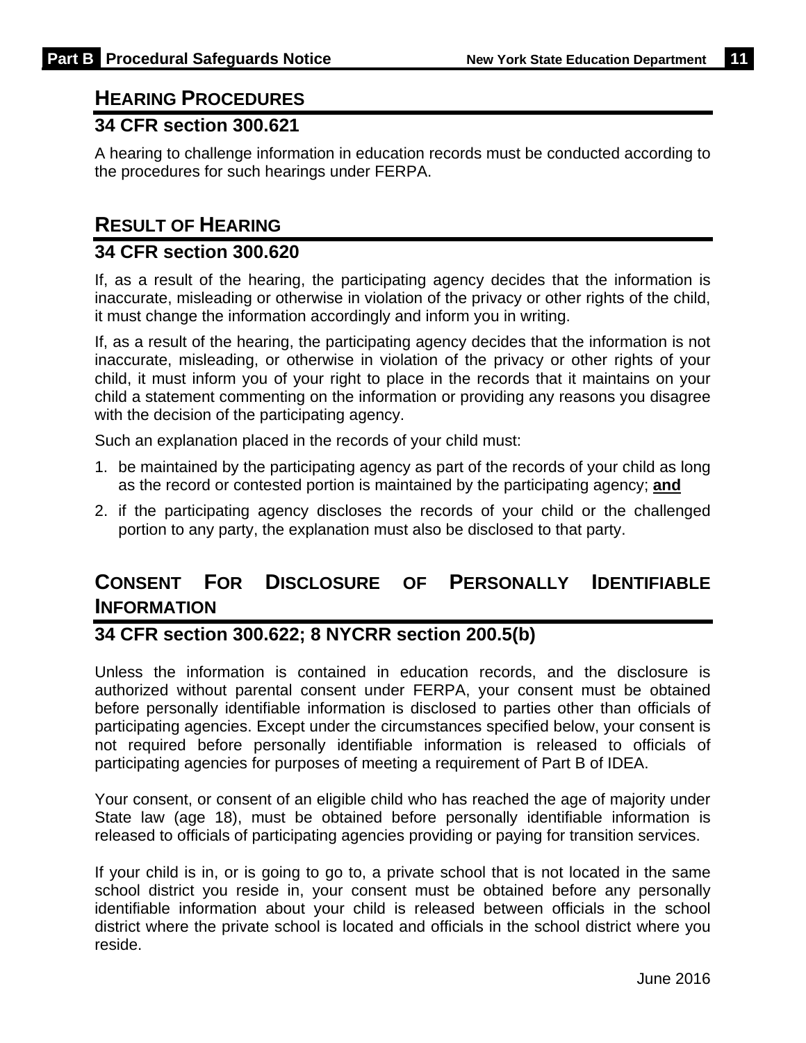## HEARING PROCEDURES

### 34 CFR section 300.621

A hearing to challenge information in education records must be conducted according to the procedures for such hearings under FERPA.

## RESULT OF HEARING

### 34 CFR section 300.620

If, as a result of the hearing, the participating agency decides that the information is inaccurate, misleading or otherwise in violation of the privacy or other rights of the child, it must change the information accordingly and inform you in writing.

If, as a result of the hearing, the participating agency decides that the information is not inaccurate, misleading, or otherwise in violation of the privacy or other rights of your child, it must inform you of your right to place in the records that it maintains on your child a statement commenting on the information or providing any reasons you disagree with the decision of the participating agency.

Such an explanation placed in the records of your child must:

1. be maintained by the participating agency as part of the records of your child as long as the record or contested portion is maintained by the participating agency; **and**
2. if the participating agency discloses the records of your child or the challenged portion to any party, the explanation must also be disclosed to that party.

## CONSENT FOR DISCLOSURE OF PERSONALLY IDENTIFIABLE INFORMATION

### 34 CFR section 300.622; 8 NYCRR section 200.5(b)

Unless the information is contained in education records, and the disclosure is authorized without parental consent under FERPA, your consent must be obtained before personally identifiable information is disclosed to parties other than officials of participating agencies. Except under the circumstances specified below, your consent is not required before personally identifiable information is released to officials of participating agencies for purposes of meeting a requirement of Part B of IDEA.

Your consent, or consent of an eligible child who has reached the age of majority under State law (age 18), must be obtained before personally identifiable information is released to officials of participating agencies providing or paying for transition services.

If your child is in, or is going to go to, a private school that is not located in the same school district you reside in, your consent must be obtained before any personally identifiable information about your child is released between officials in the school district where the private school is located and officials in the school district where you reside.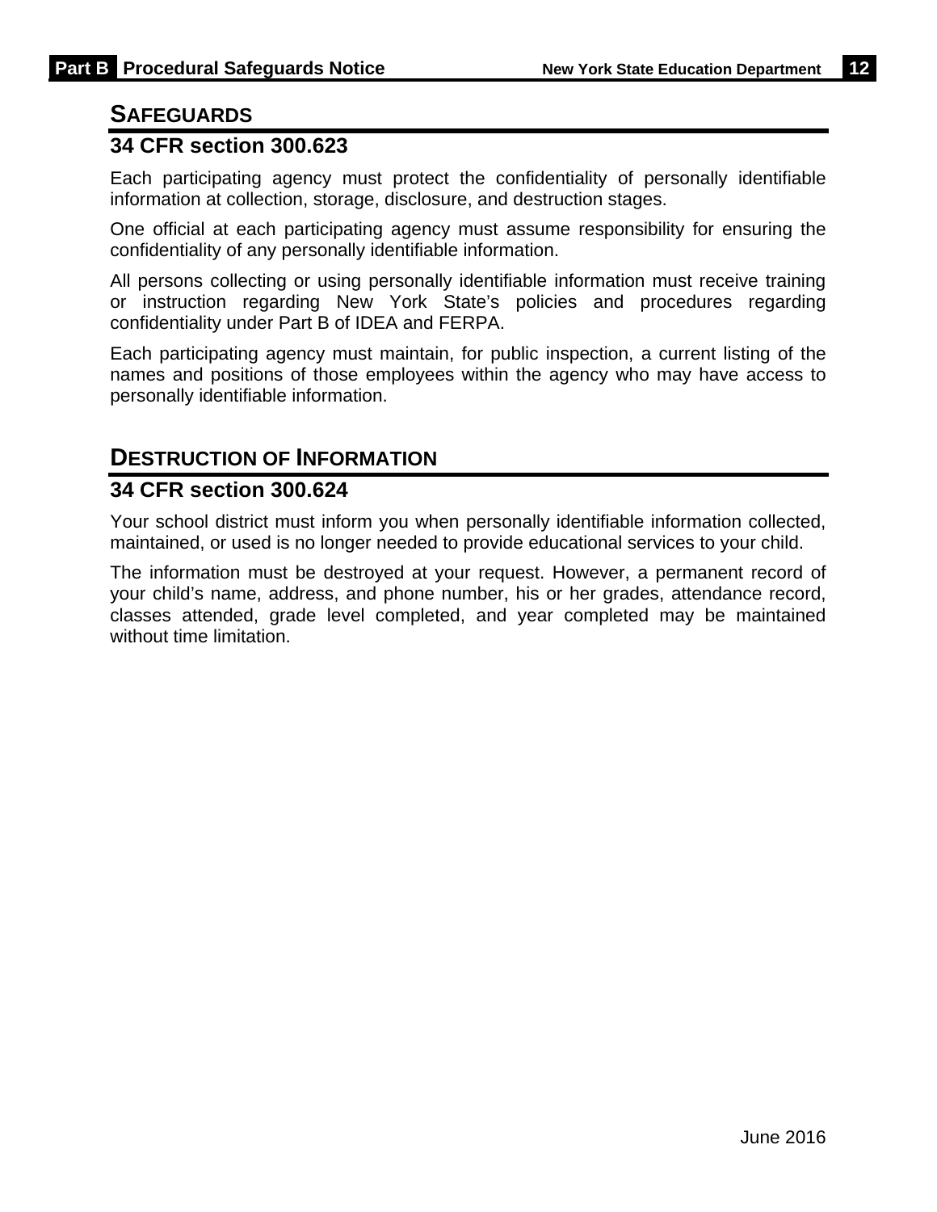## SAFEGUARDS

### 34 CFR section 300.623

Each participating agency must protect the confidentiality of personally identifiable information at collection, storage, disclosure, and destruction stages.

One official at each participating agency must assume responsibility for ensuring the confidentiality of any personally identifiable information.

All persons collecting or using personally identifiable information must receive training or instruction regarding New York State's policies and procedures regarding confidentiality under Part B of IDEA and FERPA.

Each participating agency must maintain, for public inspection, a current listing of the names and positions of those employees within the agency who may have access to personally identifiable information.

## DESTRUCTION OF INFORMATION

### 34 CFR section 300.624

Your school district must inform you when personally identifiable information collected, maintained, or used is no longer needed to provide educational services to your child.

The information must be destroyed at your request. However, a permanent record of your child's name, address, and phone number, his or her grades, attendance record, classes attended, grade level completed, and year completed may be maintained without time limitation.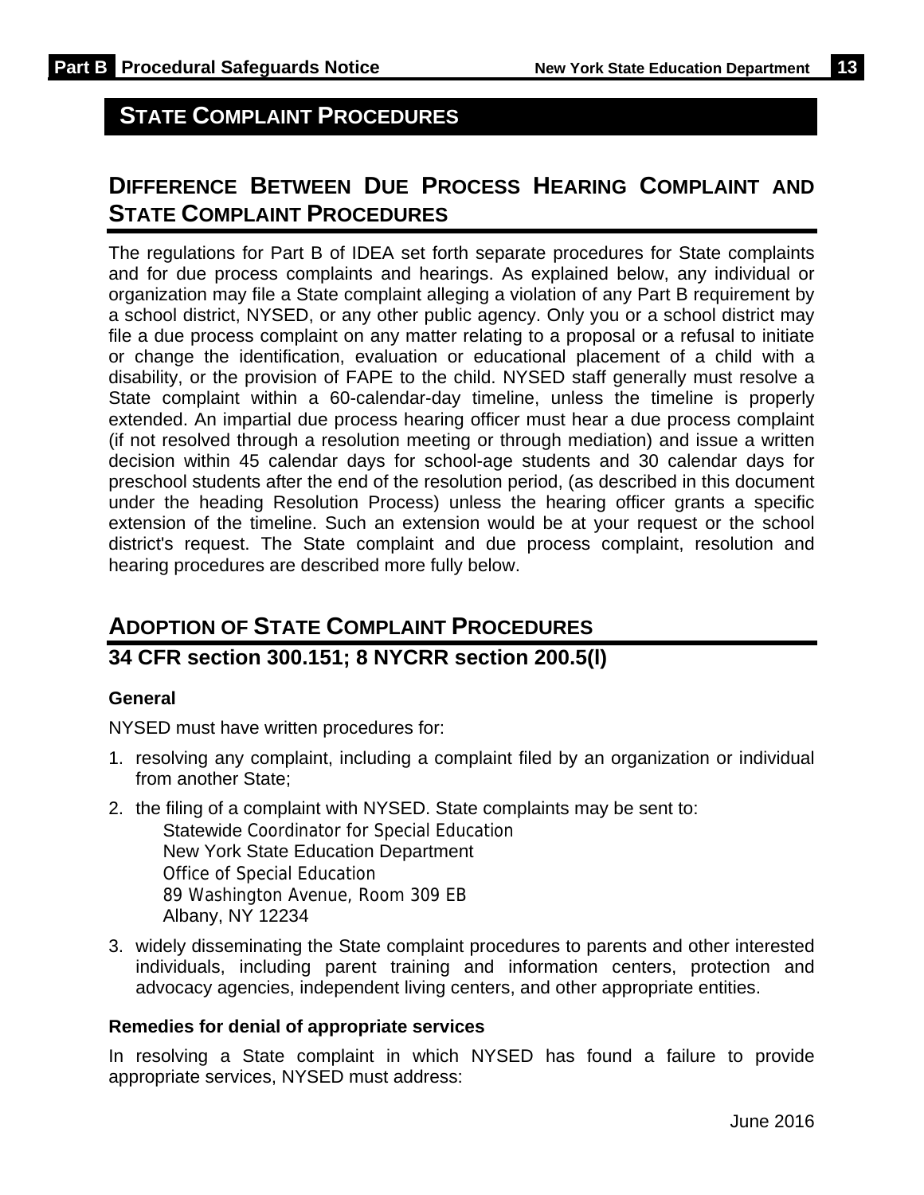# STATE COMPLAINT PROCEDURES

## DIFFERENCE BETWEEN DUE PROCESS HEARING COMPLAINT AND STATE COMPLAINT PROCEDURES

The regulations for Part B of IDEA set forth separate procedures for State complaints and for due process complaints and hearings. As explained below, any individual or organization may file a State complaint alleging a violation of any Part B requirement by a school district, NYSED, or any other public agency. Only you or a school district may file a due process complaint on any matter relating to a proposal or a refusal to initiate or change the identification, evaluation or educational placement of a child with a disability, or the provision of FAPE to the child. NYSED staff generally must resolve a State complaint within a 60-calendar-day timeline, unless the timeline is properly extended. An impartial due process hearing officer must hear a due process complaint (if not resolved through a resolution meeting or through mediation) and issue a written decision within 45 calendar days for school-age students and 30 calendar days for preschool students after the end of the resolution period, (as described in this document under the heading Resolution Process) unless the hearing officer grants a specific extension of the timeline. Such an extension would be at your request or the school district's request. The State complaint and due process complaint, resolution and hearing procedures are described more fully below.

## ADOPTION OF STATE COMPLAINT PROCEDURES

## 34 CFR section 300.151; 8 NYCRR section 200.5(l)

**General**

NYSED must have written procedures for:

1. resolving any complaint, including a complaint filed by an organization or individual from another State;
2. the filing of a complaint with NYSED. State complaints may be sent to:
   Statewide Coordinator for Special Education
   New York State Education Department
   Office of Special Education
   89 Washington Avenue, Room 309 EB
   Albany, NY 12234
3. widely disseminating the State complaint procedures to parents and other interested individuals, including parent training and information centers, protection and advocacy agencies, independent living centers, and other appropriate entities.

**Remedies for denial of appropriate services**

In resolving a State complaint in which NYSED has found a failure to provide appropriate services, NYSED must address: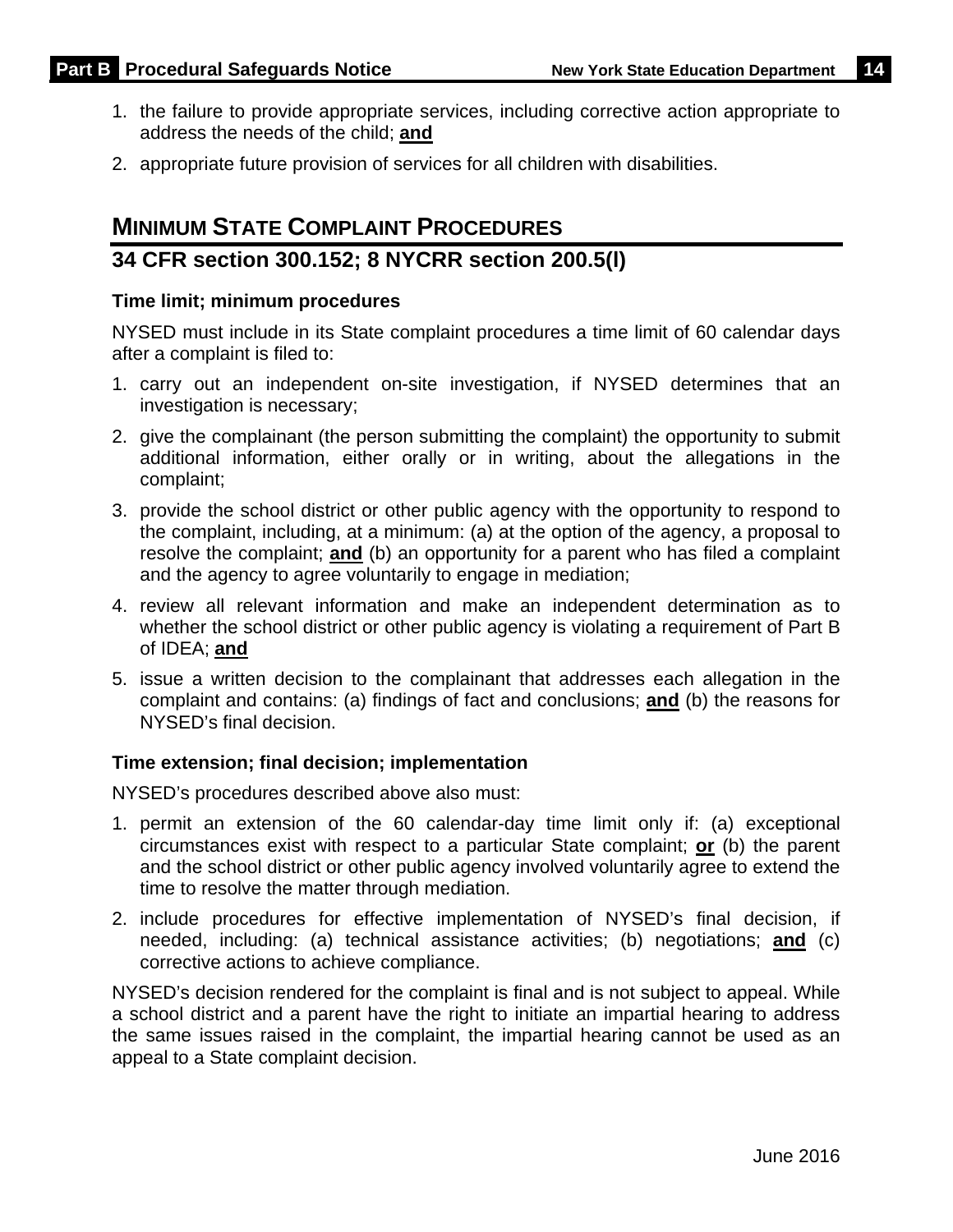1. the failure to provide appropriate services, including corrective action appropriate to address the needs of the child; **and**
2. appropriate future provision of services for all children with disabilities.

## MINIMUM STATE COMPLAINT PROCEDURES

## 34 CFR section 300.152; 8 NYCRR section 200.5(l)

### Time limit; minimum procedures

NYSED must include in its State complaint procedures a time limit of 60 calendar days after a complaint is filed to:

1. carry out an independent on-site investigation, if NYSED determines that an investigation is necessary;
2. give the complainant (the person submitting the complaint) the opportunity to submit additional information, either orally or in writing, about the allegations in the complaint;
3. provide the school district or other public agency with the opportunity to respond to the complaint, including, at a minimum: (a) at the option of the agency, a proposal to resolve the complaint; **and** (b) an opportunity for a parent who has filed a complaint and the agency to agree voluntarily to engage in mediation;
4. review all relevant information and make an independent determination as to whether the school district or other public agency is violating a requirement of Part B of IDEA; **and**
5. issue a written decision to the complainant that addresses each allegation in the complaint and contains: (a) findings of fact and conclusions; **and** (b) the reasons for NYSED's final decision.

### Time extension; final decision; implementation

NYSED's procedures described above also must:

1. permit an extension of the 60 calendar-day time limit only if: (a) exceptional circumstances exist with respect to a particular State complaint; **or** (b) the parent and the school district or other public agency involved voluntarily agree to extend the time to resolve the matter through mediation.
2. include procedures for effective implementation of NYSED's final decision, if needed, including: (a) technical assistance activities; (b) negotiations; **and** (c) corrective actions to achieve compliance.

NYSED's decision rendered for the complaint is final and is not subject to appeal. While a school district and a parent have the right to initiate an impartial hearing to address the same issues raised in the complaint, the impartial hearing cannot be used as an appeal to a State complaint decision.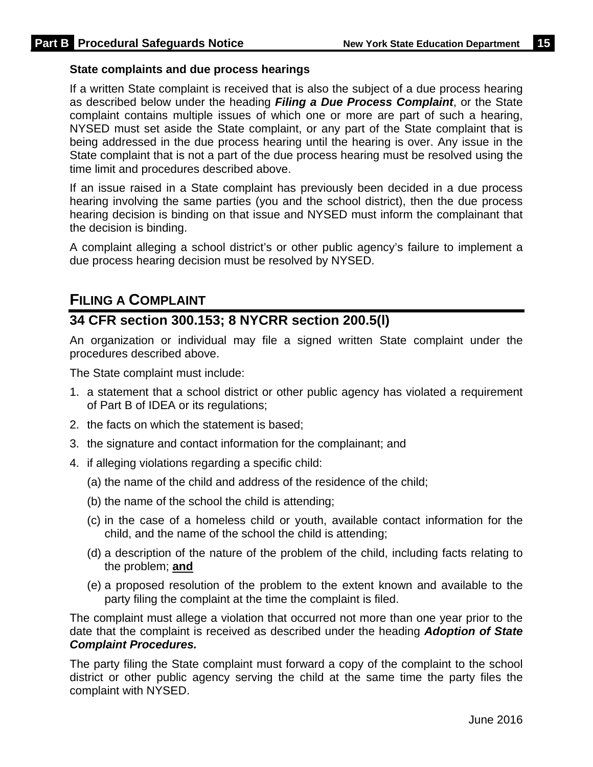### State complaints and due process hearings

If a written State complaint is received that is also the subject of a due process hearing as described below under the heading ***Filing a Due Process Complaint***, or the State complaint contains multiple issues of which one or more are part of such a hearing, NYSED must set aside the State complaint, or any part of the State complaint that is being addressed in the due process hearing until the hearing is over. Any issue in the State complaint that is not a part of the due process hearing must be resolved using the time limit and procedures described above.

If an issue raised in a State complaint has previously been decided in a due process hearing involving the same parties (you and the school district), then the due process hearing decision is binding on that issue and NYSED must inform the complainant that the decision is binding.

A complaint alleging a school district's or other public agency's failure to implement a due process hearing decision must be resolved by NYSED.

## FILING A COMPLAINT

## 34 CFR section 300.153; 8 NYCRR section 200.5(l)

An organization or individual may file a signed written State complaint under the procedures described above.

The State complaint must include:

1. a statement that a school district or other public agency has violated a requirement of Part B of IDEA or its regulations;
2. the facts on which the statement is based;
3. the signature and contact information for the complainant; and
4. if alleging violations regarding a specific child:
   (a) the name of the child and address of the residence of the child;
   (b) the name of the school the child is attending;
   (c) in the case of a homeless child or youth, available contact information for the child, and the name of the school the child is attending;
   (d) a description of the nature of the problem of the child, including facts relating to the problem; **and**
   (e) a proposed resolution of the problem to the extent known and available to the party filing the complaint at the time the complaint is filed.

The complaint must allege a violation that occurred not more than one year prior to the date that the complaint is received as described under the heading ***Adoption of State Complaint Procedures.***

The party filing the State complaint must forward a copy of the complaint to the school district or other public agency serving the child at the same time the party files the complaint with NYSED.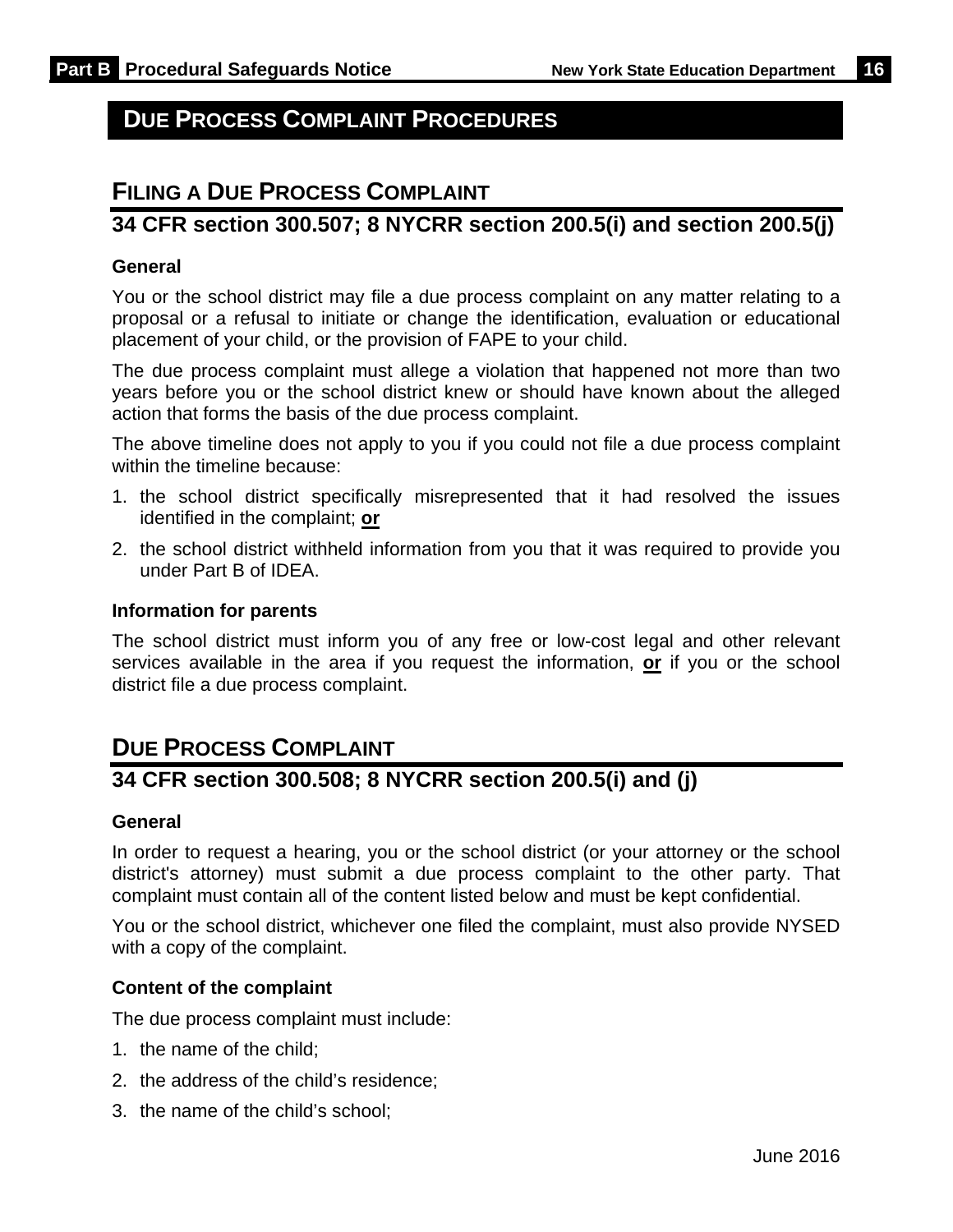# DUE PROCESS COMPLAINT PROCEDURES

## FILING A DUE PROCESS COMPLAINT

## 34 CFR section 300.507; 8 NYCRR section 200.5(i) and section 200.5(j)

### General

You or the school district may file a due process complaint on any matter relating to a proposal or a refusal to initiate or change the identification, evaluation or educational placement of your child, or the provision of FAPE to your child.

The due process complaint must allege a violation that happened not more than two years before you or the school district knew or should have known about the alleged action that forms the basis of the due process complaint.

The above timeline does not apply to you if you could not file a due process complaint within the timeline because:

1. the school district specifically misrepresented that it had resolved the issues identified in the complaint; **or**
2. the school district withheld information from you that it was required to provide you under Part B of IDEA.

### Information for parents

The school district must inform you of any free or low-cost legal and other relevant services available in the area if you request the information, **or** if you or the school district file a due process complaint.

## DUE PROCESS COMPLAINT

## 34 CFR section 300.508; 8 NYCRR section 200.5(i) and (j)

### General

In order to request a hearing, you or the school district (or your attorney or the school district's attorney) must submit a due process complaint to the other party. That complaint must contain all of the content listed below and must be kept confidential.

You or the school district, whichever one filed the complaint, must also provide NYSED with a copy of the complaint.

### Content of the complaint

The due process complaint must include:

1. the name of the child;
2. the address of the child's residence;
3. the name of the child's school;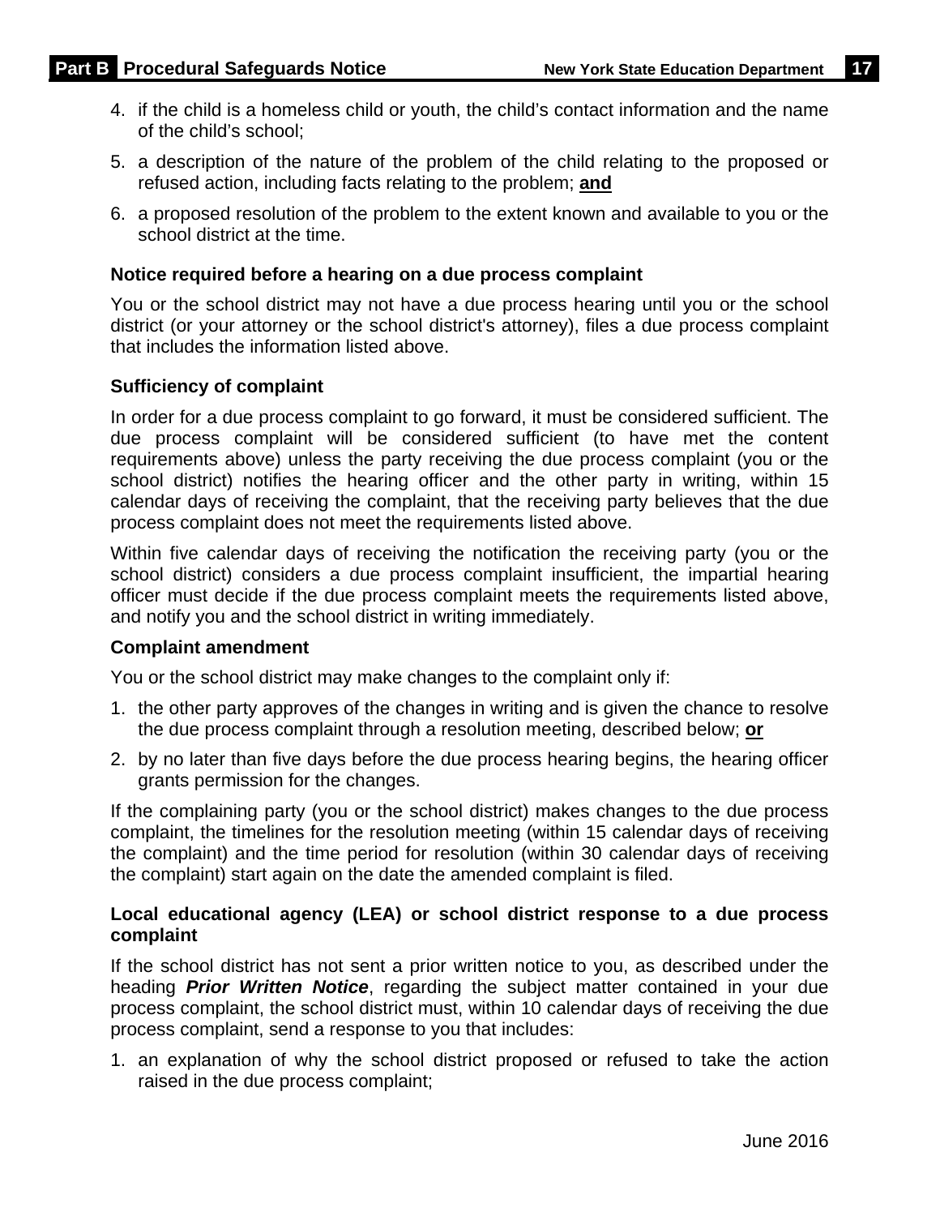4. if the child is a homeless child or youth, the child's contact information and the name of the child's school;
5. a description of the nature of the problem of the child relating to the proposed or refused action, including facts relating to the problem; **and**
6. a proposed resolution of the problem to the extent known and available to you or the school district at the time.

**Notice required before a hearing on a due process complaint**

You or the school district may not have a due process hearing until you or the school district (or your attorney or the school district's attorney), files a due process complaint that includes the information listed above.

**Sufficiency of complaint**

In order for a due process complaint to go forward, it must be considered sufficient. The due process complaint will be considered sufficient (to have met the content requirements above) unless the party receiving the due process complaint (you or the school district) notifies the hearing officer and the other party in writing, within 15 calendar days of receiving the complaint, that the receiving party believes that the due process complaint does not meet the requirements listed above.

Within five calendar days of receiving the notification the receiving party (you or the school district) considers a due process complaint insufficient, the impartial hearing officer must decide if the due process complaint meets the requirements listed above, and notify you and the school district in writing immediately.

**Complaint amendment**

You or the school district may make changes to the complaint only if:

1. the other party approves of the changes in writing and is given the chance to resolve the due process complaint through a resolution meeting, described below; **or**
2. by no later than five days before the due process hearing begins, the hearing officer grants permission for the changes.

If the complaining party (you or the school district) makes changes to the due process complaint, the timelines for the resolution meeting (within 15 calendar days of receiving the complaint) and the time period for resolution (within 30 calendar days of receiving the complaint) start again on the date the amended complaint is filed.

**Local educational agency (LEA) or school district response to a due process complaint**

If the school district has not sent a prior written notice to you, as described under the heading ***Prior Written Notice***, regarding the subject matter contained in your due process complaint, the school district must, within 10 calendar days of receiving the due process complaint, send a response to you that includes:

1. an explanation of why the school district proposed or refused to take the action raised in the due process complaint;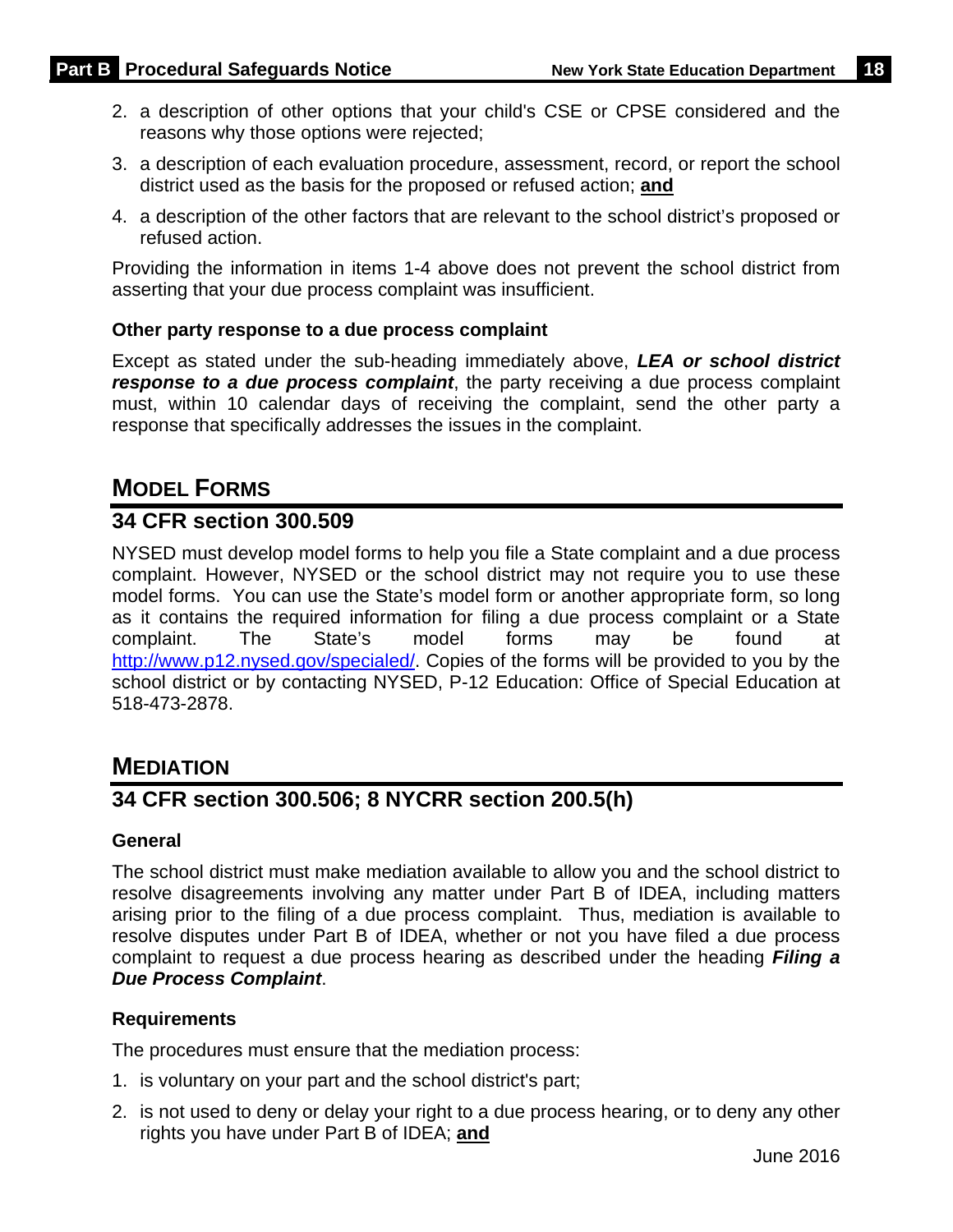2. a description of other options that your child's CSE or CPSE considered and the reasons why those options were rejected;

3. a description of each evaluation procedure, assessment, record, or report the school district used as the basis for the proposed or refused action; **and**

4. a description of the other factors that are relevant to the school district's proposed or refused action.

Providing the information in items 1-4 above does not prevent the school district from asserting that your due process complaint was insufficient.

### Other party response to a due process complaint

Except as stated under the sub-heading immediately above, ***LEA or school district response to a due process complaint***, the party receiving a due process complaint must, within 10 calendar days of receiving the complaint, send the other party a response that specifically addresses the issues in the complaint.

## MODEL FORMS

## 34 CFR section 300.509

NYSED must develop model forms to help you file a State complaint and a due process complaint. However, NYSED or the school district may not require you to use these model forms. You can use the State's model form or another appropriate form, so long as it contains the required information for filing a due process complaint or a State complaint. The State's model forms may be found at [http://www.p12.nysed.gov/specialed/](http://www.p12.nysed.gov/specialed/). Copies of the forms will be provided to you by the school district or by contacting NYSED, P-12 Education: Office of Special Education at 518-473-2878.

## MEDIATION

## 34 CFR section 300.506; 8 NYCRR section 200.5(h)

### General

The school district must make mediation available to allow you and the school district to resolve disagreements involving any matter under Part B of IDEA, including matters arising prior to the filing of a due process complaint. Thus, mediation is available to resolve disputes under Part B of IDEA, whether or not you have filed a due process complaint to request a due process hearing as described under the heading ***Filing a Due Process Complaint***.

### Requirements

The procedures must ensure that the mediation process:

1. is voluntary on your part and the school district's part;

2. is not used to deny or delay your right to a due process hearing, or to deny any other rights you have under Part B of IDEA; **and**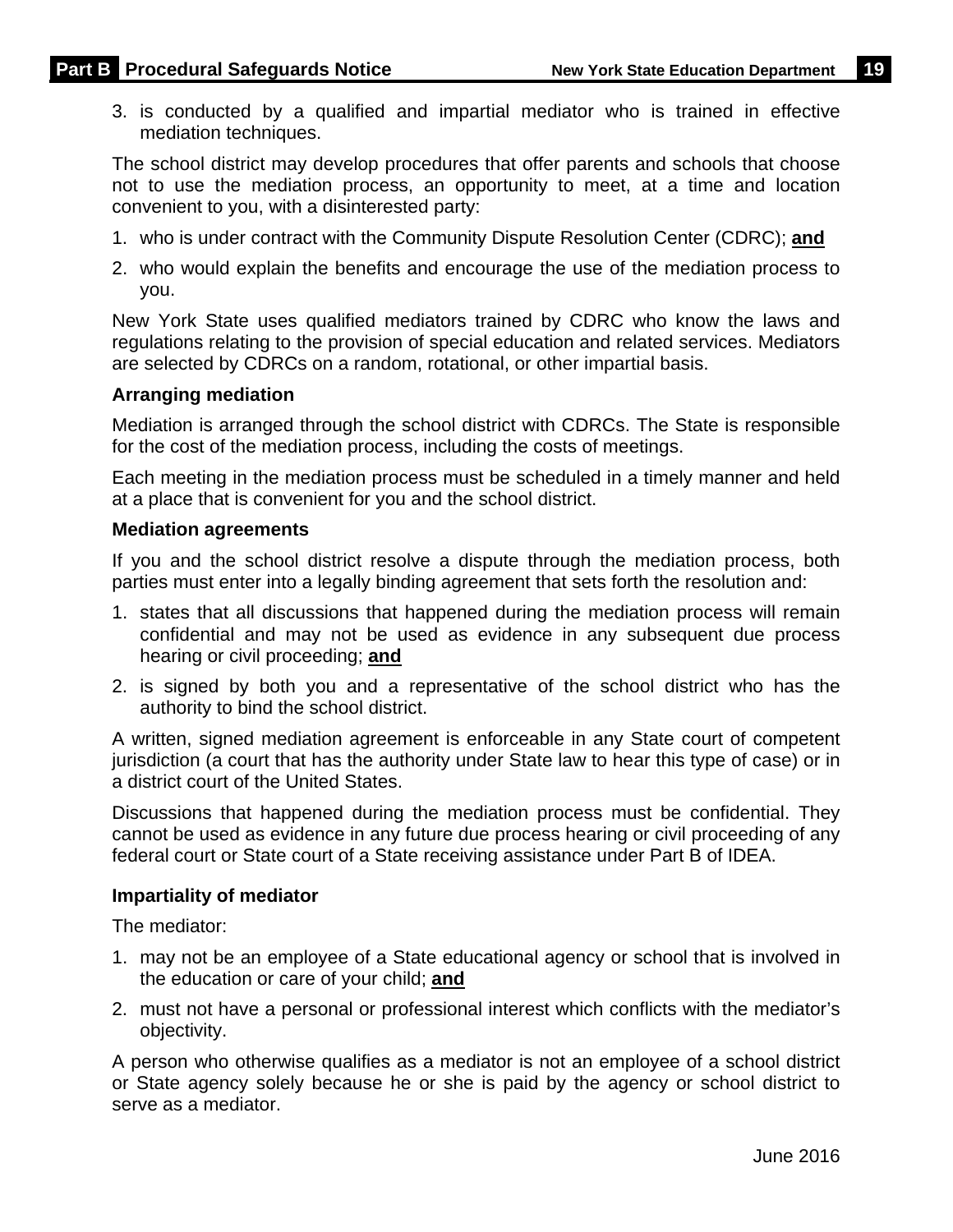3. is conducted by a qualified and impartial mediator who is trained in effective mediation techniques.

The school district may develop procedures that offer parents and schools that choose not to use the mediation process, an opportunity to meet, at a time and location convenient to you, with a disinterested party:

1. who is under contract with the Community Dispute Resolution Center (CDRC); **and**
2. who would explain the benefits and encourage the use of the mediation process to you.

New York State uses qualified mediators trained by CDRC who know the laws and regulations relating to the provision of special education and related services. Mediators are selected by CDRCs on a random, rotational, or other impartial basis.

**Arranging mediation**

Mediation is arranged through the school district with CDRCs. The State is responsible for the cost of the mediation process, including the costs of meetings.

Each meeting in the mediation process must be scheduled in a timely manner and held at a place that is convenient for you and the school district.

**Mediation agreements**

If you and the school district resolve a dispute through the mediation process, both parties must enter into a legally binding agreement that sets forth the resolution and:

1. states that all discussions that happened during the mediation process will remain confidential and may not be used as evidence in any subsequent due process hearing or civil proceeding; **and**
2. is signed by both you and a representative of the school district who has the authority to bind the school district.

A written, signed mediation agreement is enforceable in any State court of competent jurisdiction (a court that has the authority under State law to hear this type of case) or in a district court of the United States.

Discussions that happened during the mediation process must be confidential. They cannot be used as evidence in any future due process hearing or civil proceeding of any federal court or State court of a State receiving assistance under Part B of IDEA.

**Impartiality of mediator**

The mediator:

1. may not be an employee of a State educational agency or school that is involved in the education or care of your child; **and**
2. must not have a personal or professional interest which conflicts with the mediator's objectivity.

A person who otherwise qualifies as a mediator is not an employee of a school district or State agency solely because he or she is paid by the agency or school district to serve as a mediator.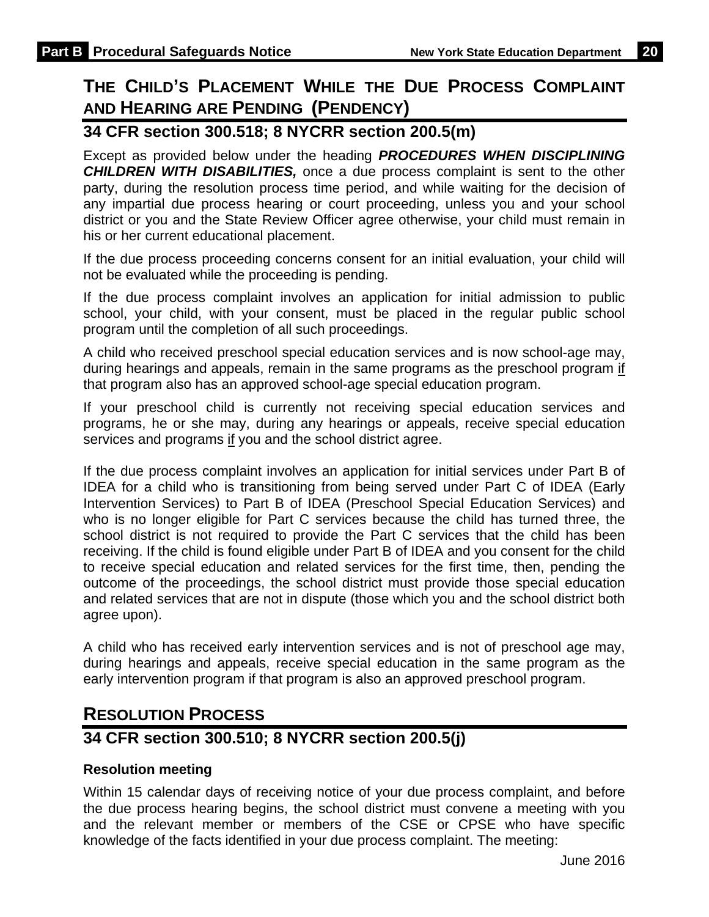## The Child's Placement While the Due Process Complaint and Hearing are Pending (Pendency)

### 34 CFR section 300.518; 8 NYCRR section 200.5(m)

Except as provided below under the heading ***PROCEDURES WHEN DISCIPLINING CHILDREN WITH DISABILITIES,*** once a due process complaint is sent to the other party, during the resolution process time period, and while waiting for the decision of any impartial due process hearing or court proceeding, unless you and your school district or you and the State Review Officer agree otherwise, your child must remain in his or her current educational placement.

If the due process proceeding concerns consent for an initial evaluation, your child will not be evaluated while the proceeding is pending.

If the due process complaint involves an application for initial admission to public school, your child, with your consent, must be placed in the regular public school program until the completion of all such proceedings.

A child who received preschool special education services and is now school-age may, during hearings and appeals, remain in the same programs as the preschool program if that program also has an approved school-age special education program.

If your preschool child is currently not receiving special education services and programs, he or she may, during any hearings or appeals, receive special education services and programs if you and the school district agree.

If the due process complaint involves an application for initial services under Part B of IDEA for a child who is transitioning from being served under Part C of IDEA (Early Intervention Services) to Part B of IDEA (Preschool Special Education Services) and who is no longer eligible for Part C services because the child has turned three, the school district is not required to provide the Part C services that the child has been receiving. If the child is found eligible under Part B of IDEA and you consent for the child to receive special education and related services for the first time, then, pending the outcome of the proceedings, the school district must provide those special education and related services that are not in dispute (those which you and the school district both agree upon).

A child who has received early intervention services and is not of preschool age may, during hearings and appeals, receive special education in the same program as the early intervention program if that program is also an approved preschool program.

## Resolution Process

### 34 CFR section 300.510; 8 NYCRR section 200.5(j)

**Resolution meeting**

Within 15 calendar days of receiving notice of your due process complaint, and before the due process hearing begins, the school district must convene a meeting with you and the relevant member or members of the CSE or CPSE who have specific knowledge of the facts identified in your due process complaint. The meeting: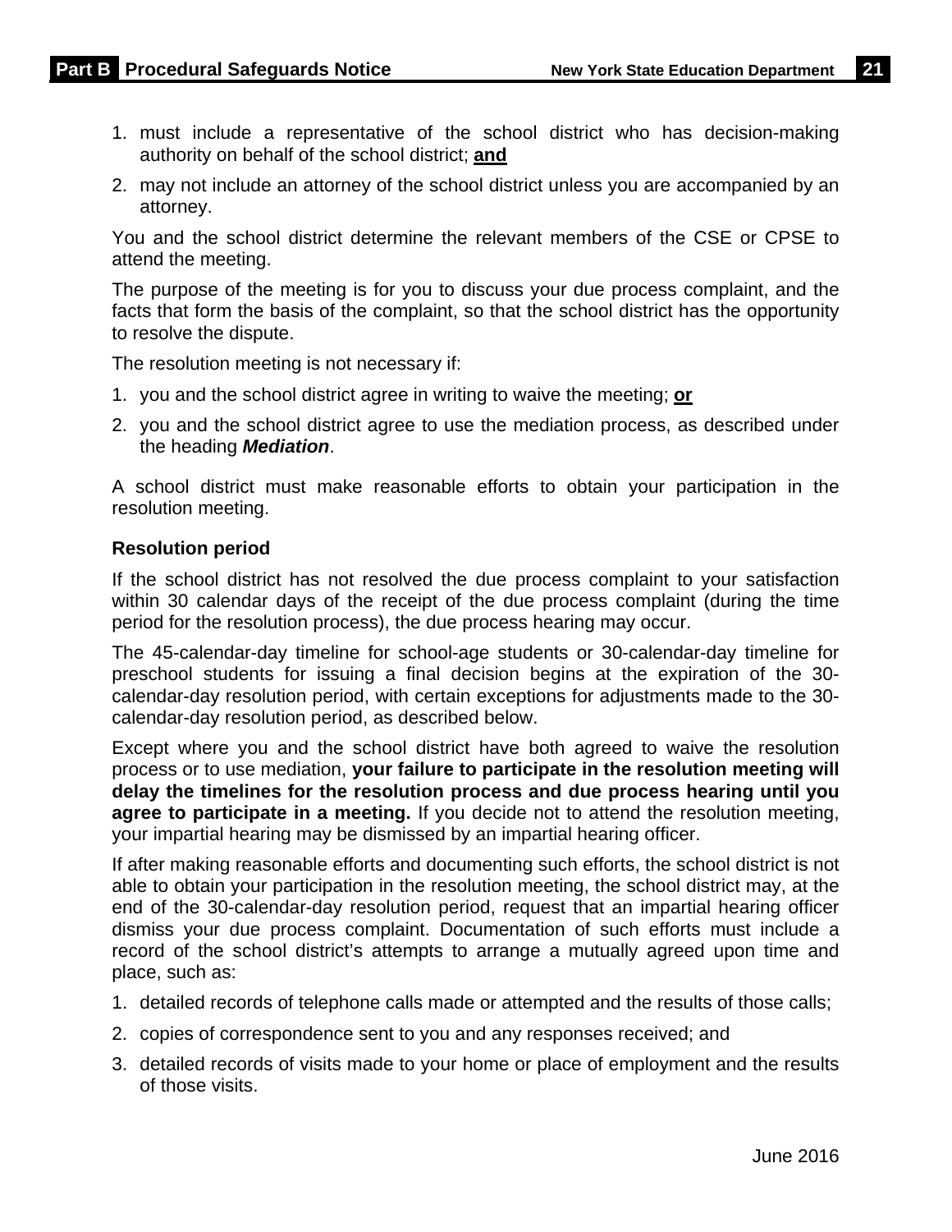1. must include a representative of the school district who has decision-making authority on behalf of the school district; **and**
2. may not include an attorney of the school district unless you are accompanied by an attorney.

You and the school district determine the relevant members of the CSE or CPSE to attend the meeting.

The purpose of the meeting is for you to discuss your due process complaint, and the facts that form the basis of the complaint, so that the school district has the opportunity to resolve the dispute.

The resolution meeting is not necessary if:

1. you and the school district agree in writing to waive the meeting; **or**
2. you and the school district agree to use the mediation process, as described under the heading ***Mediation***.

A school district must make reasonable efforts to obtain your participation in the resolution meeting.

**Resolution period**

If the school district has not resolved the due process complaint to your satisfaction within 30 calendar days of the receipt of the due process complaint (during the time period for the resolution process), the due process hearing may occur.

The 45-calendar-day timeline for school-age students or 30-calendar-day timeline for preschool students for issuing a final decision begins at the expiration of the 30-calendar-day resolution period, with certain exceptions for adjustments made to the 30-calendar-day resolution period, as described below.

Except where you and the school district have both agreed to waive the resolution process or to use mediation, **your failure to participate in the resolution meeting will delay the timelines for the resolution process and due process hearing until you agree to participate in a meeting.** If you decide not to attend the resolution meeting, your impartial hearing may be dismissed by an impartial hearing officer.

If after making reasonable efforts and documenting such efforts, the school district is not able to obtain your participation in the resolution meeting, the school district may, at the end of the 30-calendar-day resolution period, request that an impartial hearing officer dismiss your due process complaint. Documentation of such efforts must include a record of the school district's attempts to arrange a mutually agreed upon time and place, such as:

1. detailed records of telephone calls made or attempted and the results of those calls;
2. copies of correspondence sent to you and any responses received; and
3. detailed records of visits made to your home or place of employment and the results of those visits.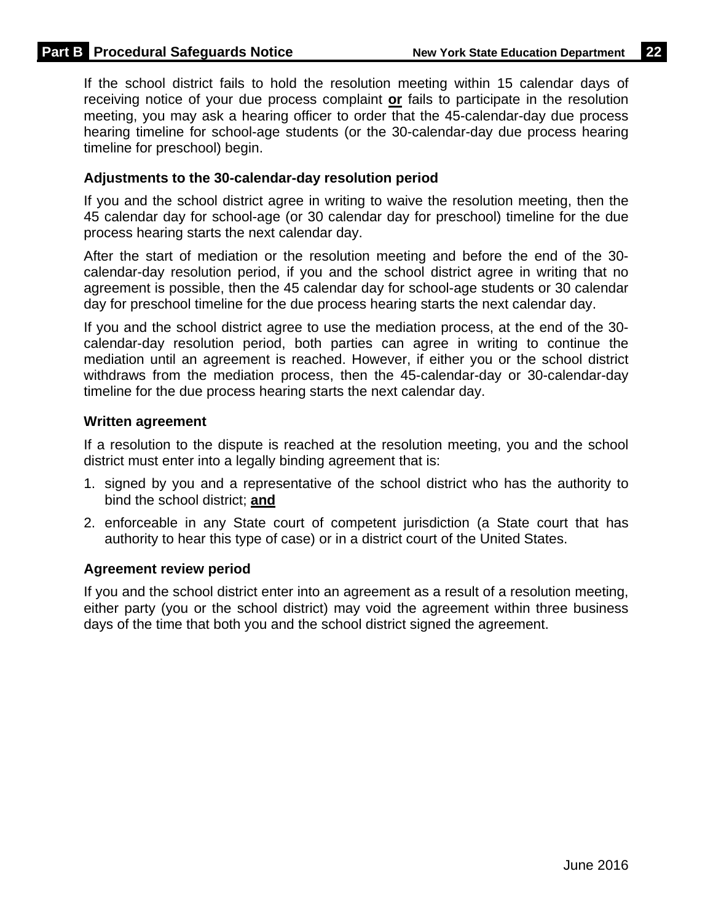If the school district fails to hold the resolution meeting within 15 calendar days of receiving notice of your due process complaint **or** fails to participate in the resolution meeting, you may ask a hearing officer to order that the 45-calendar-day due process hearing timeline for school-age students (or the 30-calendar-day due process hearing timeline for preschool) begin.

### Adjustments to the 30-calendar-day resolution period

If you and the school district agree in writing to waive the resolution meeting, then the 45 calendar day for school-age (or 30 calendar day for preschool) timeline for the due process hearing starts the next calendar day.

After the start of mediation or the resolution meeting and before the end of the 30-calendar-day resolution period, if you and the school district agree in writing that no agreement is possible, then the 45 calendar day for school-age students or 30 calendar day for preschool timeline for the due process hearing starts the next calendar day.

If you and the school district agree to use the mediation process, at the end of the 30-calendar-day resolution period, both parties can agree in writing to continue the mediation until an agreement is reached. However, if either you or the school district withdraws from the mediation process, then the 45-calendar-day or 30-calendar-day timeline for the due process hearing starts the next calendar day.

### Written agreement

If a resolution to the dispute is reached at the resolution meeting, you and the school district must enter into a legally binding agreement that is:

1. signed by you and a representative of the school district who has the authority to bind the school district; **and**
2. enforceable in any State court of competent jurisdiction (a State court that has authority to hear this type of case) or in a district court of the United States.

### Agreement review period

If you and the school district enter into an agreement as a result of a resolution meeting, either party (you or the school district) may void the agreement within three business days of the time that both you and the school district signed the agreement.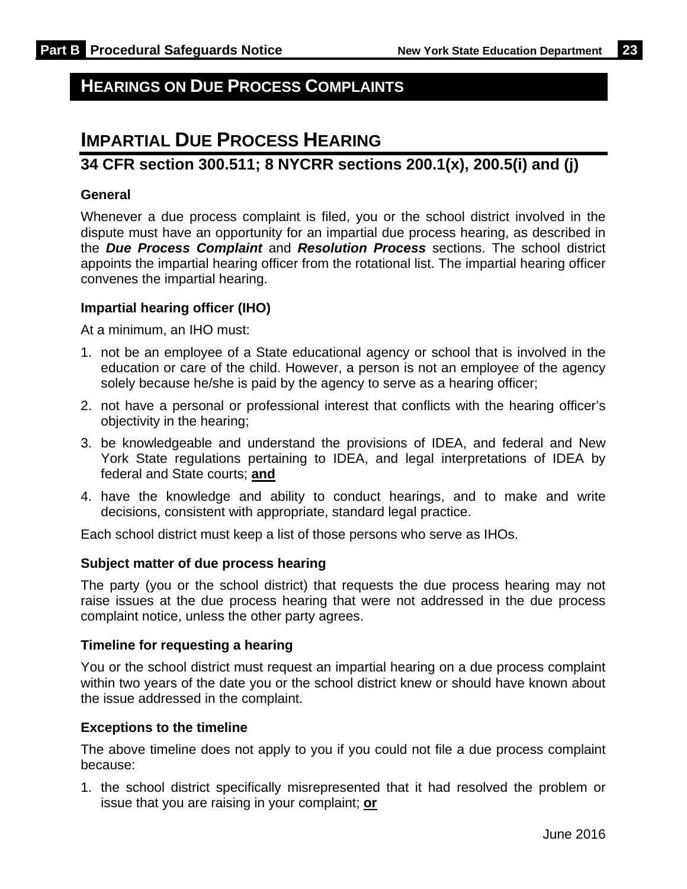## HEARINGS ON DUE PROCESS COMPLAINTS

## IMPARTIAL DUE PROCESS HEARING

### 34 CFR section 300.511; 8 NYCRR sections 200.1(x), 200.5(i) and (j)

**General**

Whenever a due process complaint is filed, you or the school district involved in the dispute must have an opportunity for an impartial due process hearing, as described in the ***Due Process Complaint*** and ***Resolution Process*** sections. The school district appoints the impartial hearing officer from the rotational list. The impartial hearing officer convenes the impartial hearing.

**Impartial hearing officer (IHO)**

At a minimum, an IHO must:

1. not be an employee of a State educational agency or school that is involved in the education or care of the child. However, a person is not an employee of the agency solely because he/she is paid by the agency to serve as a hearing officer;
2. not have a personal or professional interest that conflicts with the hearing officer's objectivity in the hearing;
3. be knowledgeable and understand the provisions of IDEA, and federal and New York State regulations pertaining to IDEA, and legal interpretations of IDEA by federal and State courts; **and**
4. have the knowledge and ability to conduct hearings, and to make and write decisions, consistent with appropriate, standard legal practice.

Each school district must keep a list of those persons who serve as IHOs.

**Subject matter of due process hearing**

The party (you or the school district) that requests the due process hearing may not raise issues at the due process hearing that were not addressed in the due process complaint notice, unless the other party agrees.

**Timeline for requesting a hearing**

You or the school district must request an impartial hearing on a due process complaint within two years of the date you or the school district knew or should have known about the issue addressed in the complaint.

**Exceptions to the timeline**

The above timeline does not apply to you if you could not file a due process complaint because:

1. the school district specifically misrepresented that it had resolved the problem or issue that you are raising in your complaint; **or**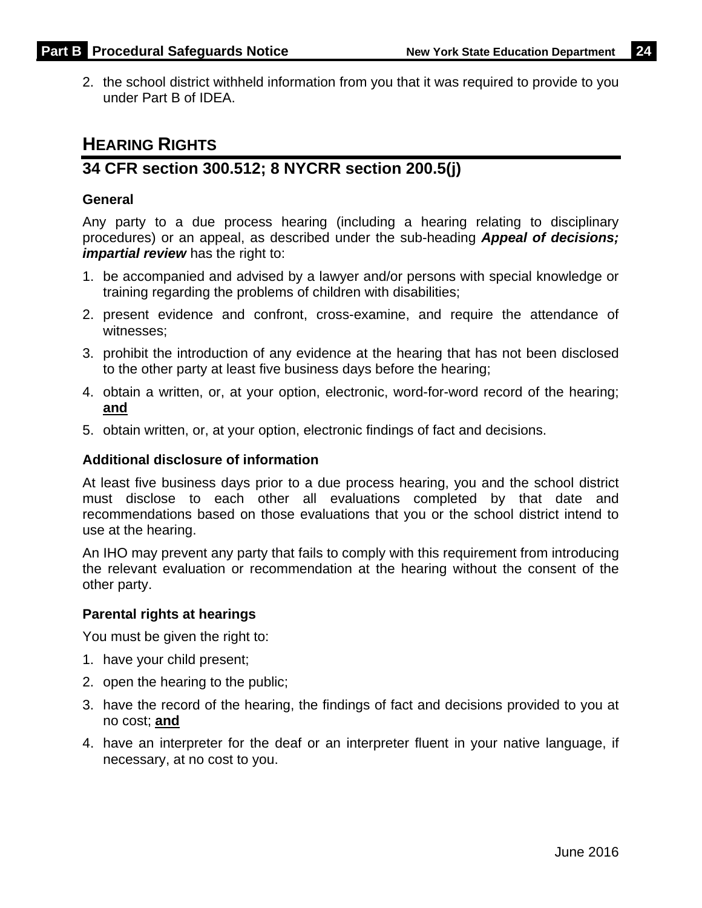2. the school district withheld information from you that it was required to provide to you under Part B of IDEA.

## HEARING RIGHTS

## 34 CFR section 300.512; 8 NYCRR section 200.5(j)

### General

Any party to a due process hearing (including a hearing relating to disciplinary procedures) or an appeal, as described under the sub-heading ***Appeal of decisions; impartial review*** has the right to:

1. be accompanied and advised by a lawyer and/or persons with special knowledge or training regarding the problems of children with disabilities;
2. present evidence and confront, cross-examine, and require the attendance of witnesses;
3. prohibit the introduction of any evidence at the hearing that has not been disclosed to the other party at least five business days before the hearing;
4. obtain a written, or, at your option, electronic, word-for-word record of the hearing; **and**
5. obtain written, or, at your option, electronic findings of fact and decisions.

### Additional disclosure of information

At least five business days prior to a due process hearing, you and the school district must disclose to each other all evaluations completed by that date and recommendations based on those evaluations that you or the school district intend to use at the hearing.

An IHO may prevent any party that fails to comply with this requirement from introducing the relevant evaluation or recommendation at the hearing without the consent of the other party.

### Parental rights at hearings

You must be given the right to:

1. have your child present;
2. open the hearing to the public;
3. have the record of the hearing, the findings of fact and decisions provided to you at no cost; **and**
4. have an interpreter for the deaf or an interpreter fluent in your native language, if necessary, at no cost to you.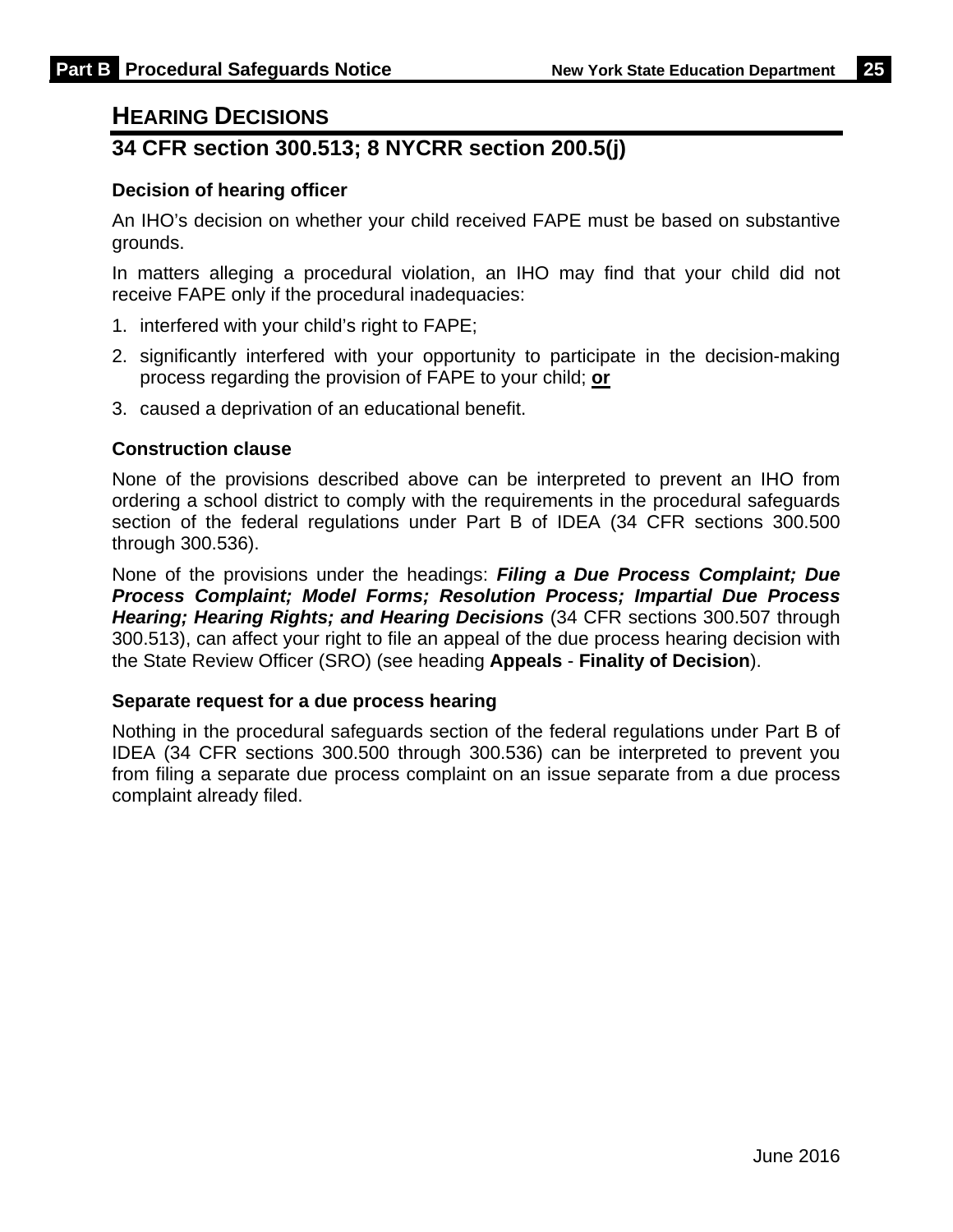## Hearing Decisions

## 34 CFR section 300.513; 8 NYCRR section 200.5(j)

**Decision of hearing officer**

An IHO's decision on whether your child received FAPE must be based on substantive grounds.

In matters alleging a procedural violation, an IHO may find that your child did not receive FAPE only if the procedural inadequacies:

1. interfered with your child's right to FAPE;
2. significantly interfered with your opportunity to participate in the decision-making process regarding the provision of FAPE to your child; **or**
3. caused a deprivation of an educational benefit.

**Construction clause**

None of the provisions described above can be interpreted to prevent an IHO from ordering a school district to comply with the requirements in the procedural safeguards section of the federal regulations under Part B of IDEA (34 CFR sections 300.500 through 300.536).

None of the provisions under the headings: ***Filing a Due Process Complaint; Due Process Complaint; Model Forms; Resolution Process; Impartial Due Process Hearing; Hearing Rights; and Hearing Decisions*** (34 CFR sections 300.507 through 300.513), can affect your right to file an appeal of the due process hearing decision with the State Review Officer (SRO) (see heading **Appeals** - **Finality of Decision**).

**Separate request for a due process hearing**

Nothing in the procedural safeguards section of the federal regulations under Part B of IDEA (34 CFR sections 300.500 through 300.536) can be interpreted to prevent you from filing a separate due process complaint on an issue separate from a due process complaint already filed.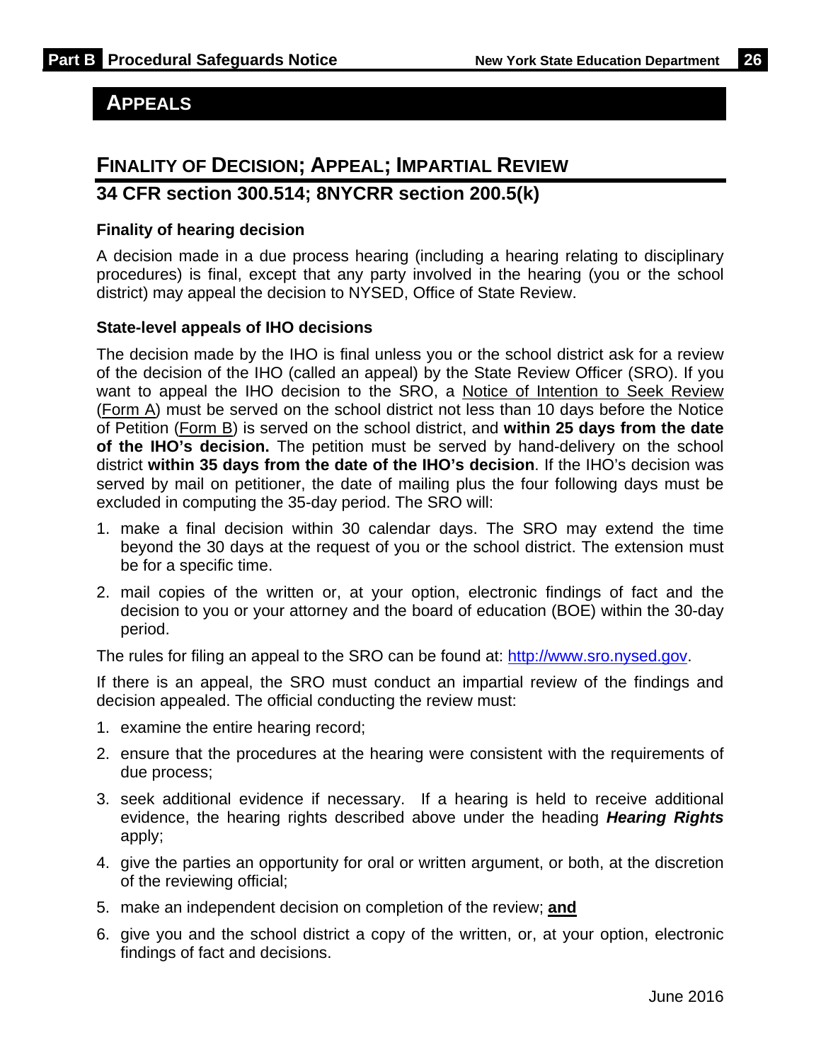## APPEALS

### FINALITY OF DECISION; APPEAL; IMPARTIAL REVIEW

### 34 CFR section 300.514; 8NYCRR section 200.5(k)

**Finality of hearing decision**

A decision made in a due process hearing (including a hearing relating to disciplinary procedures) is final, except that any party involved in the hearing (you or the school district) may appeal the decision to NYSED, Office of State Review.

**State-level appeals of IHO decisions**

The decision made by the IHO is final unless you or the school district ask for a review of the decision of the IHO (called an appeal) by the State Review Officer (SRO). If you want to appeal the IHO decision to the SRO, a Notice of Intention to Seek Review (Form A) must be served on the school district not less than 10 days before the Notice of Petition (Form B) is served on the school district, and **within 25 days from the date of the IHO's decision.** The petition must be served by hand-delivery on the school district **within 35 days from the date of the IHO's decision**. If the IHO's decision was served by mail on petitioner, the date of mailing plus the four following days must be excluded in computing the 35-day period. The SRO will:

1. make a final decision within 30 calendar days. The SRO may extend the time beyond the 30 days at the request of you or the school district. The extension must be for a specific time.
2. mail copies of the written or, at your option, electronic findings of fact and the decision to you or your attorney and the board of education (BOE) within the 30-day period.

The rules for filing an appeal to the SRO can be found at: http://www.sro.nysed.gov.

If there is an appeal, the SRO must conduct an impartial review of the findings and decision appealed. The official conducting the review must:

1. examine the entire hearing record;
2. ensure that the procedures at the hearing were consistent with the requirements of due process;
3. seek additional evidence if necessary. If a hearing is held to receive additional evidence, the hearing rights described above under the heading ***Hearing Rights*** apply;
4. give the parties an opportunity for oral or written argument, or both, at the discretion of the reviewing official;
5. make an independent decision on completion of the review; **and**
6. give you and the school district a copy of the written, or, at your option, electronic findings of fact and decisions.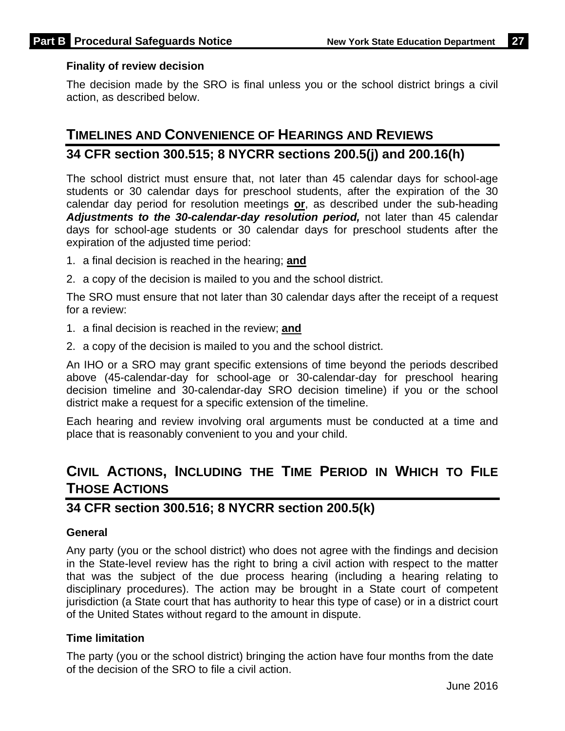### Finality of review decision

The decision made by the SRO is final unless you or the school district brings a civil action, as described below.

## TIMELINES AND CONVENIENCE OF HEARINGS AND REVIEWS

## 34 CFR section 300.515; 8 NYCRR sections 200.5(j) and 200.16(h)

The school district must ensure that, not later than 45 calendar days for school-age students or 30 calendar days for preschool students, after the expiration of the 30 calendar day period for resolution meetings **or**, as described under the sub-heading ***Adjustments to the 30-calendar-day resolution period,*** not later than 45 calendar days for school-age students or 30 calendar days for preschool students after the expiration of the adjusted time period:

1. a final decision is reached in the hearing; **and**
2. a copy of the decision is mailed to you and the school district.

The SRO must ensure that not later than 30 calendar days after the receipt of a request for a review:

1. a final decision is reached in the review; **and**
2. a copy of the decision is mailed to you and the school district.

An IHO or a SRO may grant specific extensions of time beyond the periods described above (45-calendar-day for school-age or 30-calendar-day for preschool hearing decision timeline and 30-calendar-day SRO decision timeline) if you or the school district make a request for a specific extension of the timeline.

Each hearing and review involving oral arguments must be conducted at a time and place that is reasonably convenient to you and your child.

## CIVIL ACTIONS, INCLUDING THE TIME PERIOD IN WHICH TO FILE THOSE ACTIONS

## 34 CFR section 300.516; 8 NYCRR section 200.5(k)

### General

Any party (you or the school district) who does not agree with the findings and decision in the State-level review has the right to bring a civil action with respect to the matter that was the subject of the due process hearing (including a hearing relating to disciplinary procedures). The action may be brought in a State court of competent jurisdiction (a State court that has authority to hear this type of case) or in a district court of the United States without regard to the amount in dispute.

### Time limitation

The party (you or the school district) bringing the action have four months from the date of the decision of the SRO to file a civil action.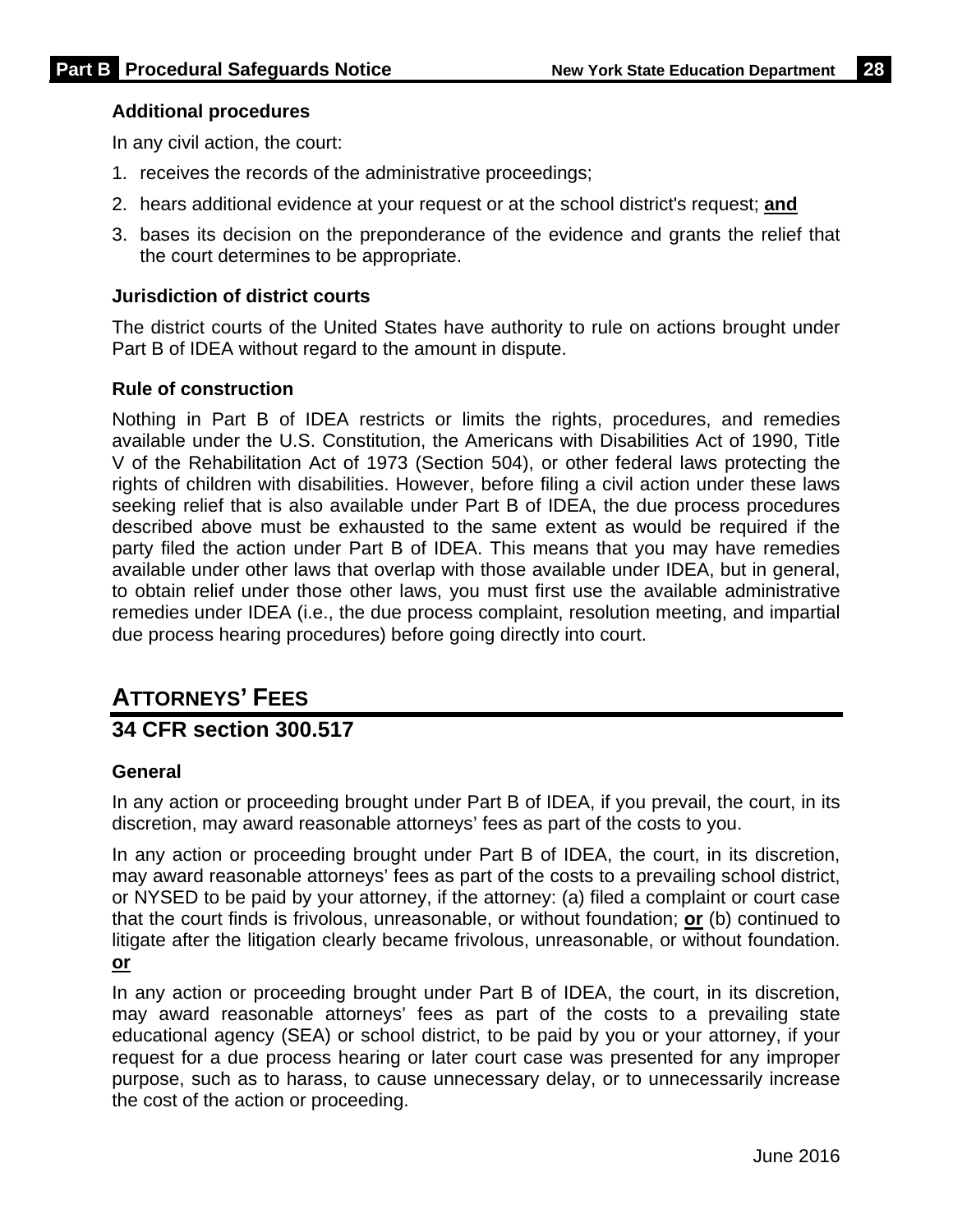### Additional procedures

In any civil action, the court:

1. receives the records of the administrative proceedings;
2. hears additional evidence at your request or at the school district's request; **and**
3. bases its decision on the preponderance of the evidence and grants the relief that the court determines to be appropriate.

### Jurisdiction of district courts

The district courts of the United States have authority to rule on actions brought under Part B of IDEA without regard to the amount in dispute.

### Rule of construction

Nothing in Part B of IDEA restricts or limits the rights, procedures, and remedies available under the U.S. Constitution, the Americans with Disabilities Act of 1990, Title V of the Rehabilitation Act of 1973 (Section 504), or other federal laws protecting the rights of children with disabilities. However, before filing a civil action under these laws seeking relief that is also available under Part B of IDEA, the due process procedures described above must be exhausted to the same extent as would be required if the party filed the action under Part B of IDEA. This means that you may have remedies available under other laws that overlap with those available under IDEA, but in general, to obtain relief under those other laws, you must first use the available administrative remedies under IDEA (i.e., the due process complaint, resolution meeting, and impartial due process hearing procedures) before going directly into court.

## ATTORNEYS' FEES

## 34 CFR section 300.517

### General

In any action or proceeding brought under Part B of IDEA, if you prevail, the court, in its discretion, may award reasonable attorneys' fees as part of the costs to you.

In any action or proceeding brought under Part B of IDEA, the court, in its discretion, may award reasonable attorneys' fees as part of the costs to a prevailing school district, or NYSED to be paid by your attorney, if the attorney: (a) filed a complaint or court case that the court finds is frivolous, unreasonable, or without foundation; **or** (b) continued to litigate after the litigation clearly became frivolous, unreasonable, or without foundation. **or**

In any action or proceeding brought under Part B of IDEA, the court, in its discretion, may award reasonable attorneys' fees as part of the costs to a prevailing state educational agency (SEA) or school district, to be paid by you or your attorney, if your request for a due process hearing or later court case was presented for any improper purpose, such as to harass, to cause unnecessary delay, or to unnecessarily increase the cost of the action or proceeding.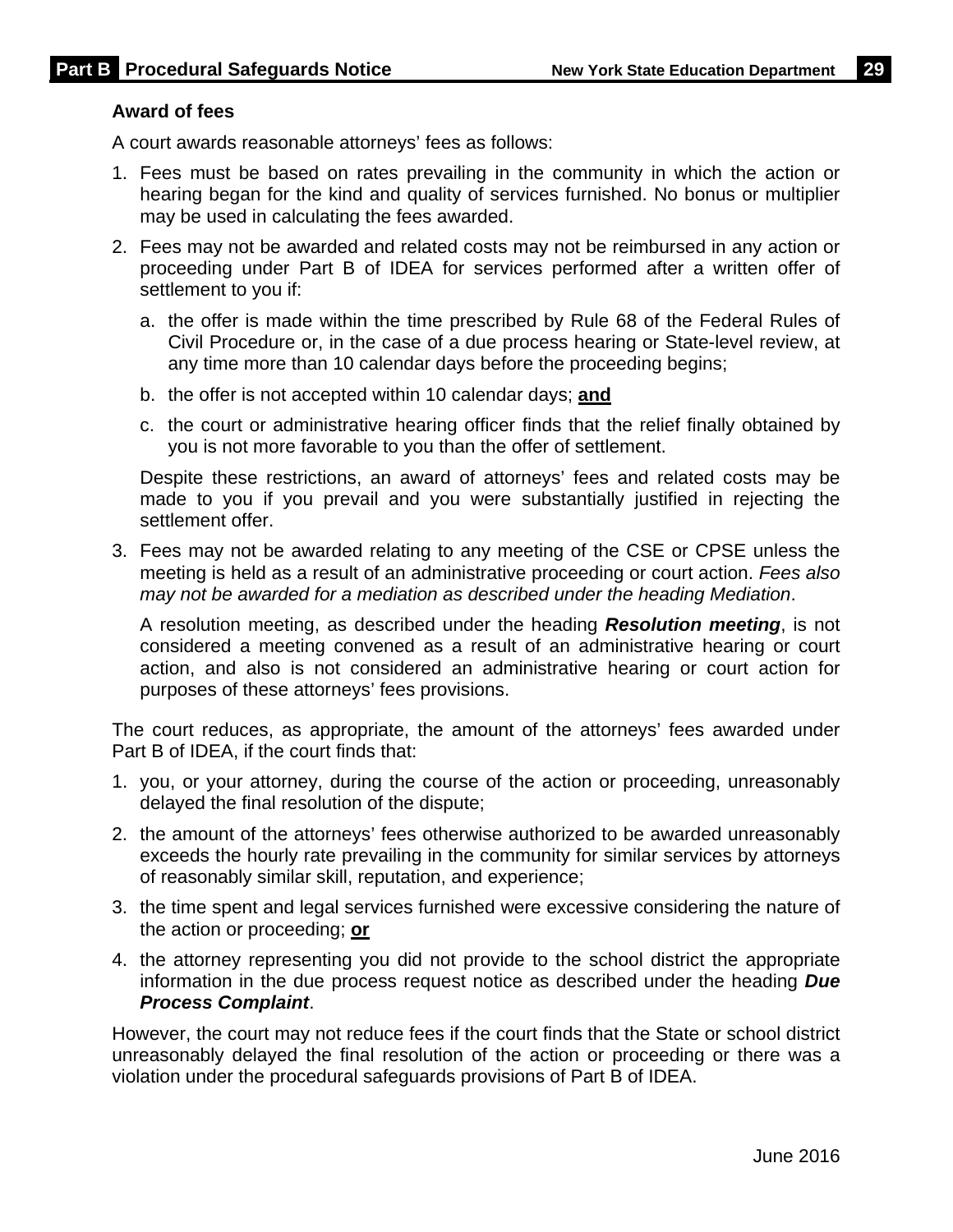### Award of fees

A court awards reasonable attorneys' fees as follows:

1. Fees must be based on rates prevailing in the community in which the action or hearing began for the kind and quality of services furnished. No bonus or multiplier may be used in calculating the fees awarded.

2. Fees may not be awarded and related costs may not be reimbursed in any action or proceeding under Part B of IDEA for services performed after a written offer of settlement to you if:

   a. the offer is made within the time prescribed by Rule 68 of the Federal Rules of Civil Procedure or, in the case of a due process hearing or State-level review, at any time more than 10 calendar days before the proceeding begins;

   b. the offer is not accepted within 10 calendar days; **and**

   c. the court or administrative hearing officer finds that the relief finally obtained by you is not more favorable to you than the offer of settlement.

   Despite these restrictions, an award of attorneys' fees and related costs may be made to you if you prevail and you were substantially justified in rejecting the settlement offer.

3. Fees may not be awarded relating to any meeting of the CSE or CPSE unless the meeting is held as a result of an administrative proceeding or court action. *Fees also may not be awarded for a mediation as described under the heading Mediation*.

   A resolution meeting, as described under the heading ***Resolution meeting***, is not considered a meeting convened as a result of an administrative hearing or court action, and also is not considered an administrative hearing or court action for purposes of these attorneys' fees provisions.

The court reduces, as appropriate, the amount of the attorneys' fees awarded under Part B of IDEA, if the court finds that:

1. you, or your attorney, during the course of the action or proceeding, unreasonably delayed the final resolution of the dispute;

2. the amount of the attorneys' fees otherwise authorized to be awarded unreasonably exceeds the hourly rate prevailing in the community for similar services by attorneys of reasonably similar skill, reputation, and experience;

3. the time spent and legal services furnished were excessive considering the nature of the action or proceeding; **or**

4. the attorney representing you did not provide to the school district the appropriate information in the due process request notice as described under the heading ***Due Process Complaint***.

However, the court may not reduce fees if the court finds that the State or school district unreasonably delayed the final resolution of the action or proceeding or there was a violation under the procedural safeguards provisions of Part B of IDEA.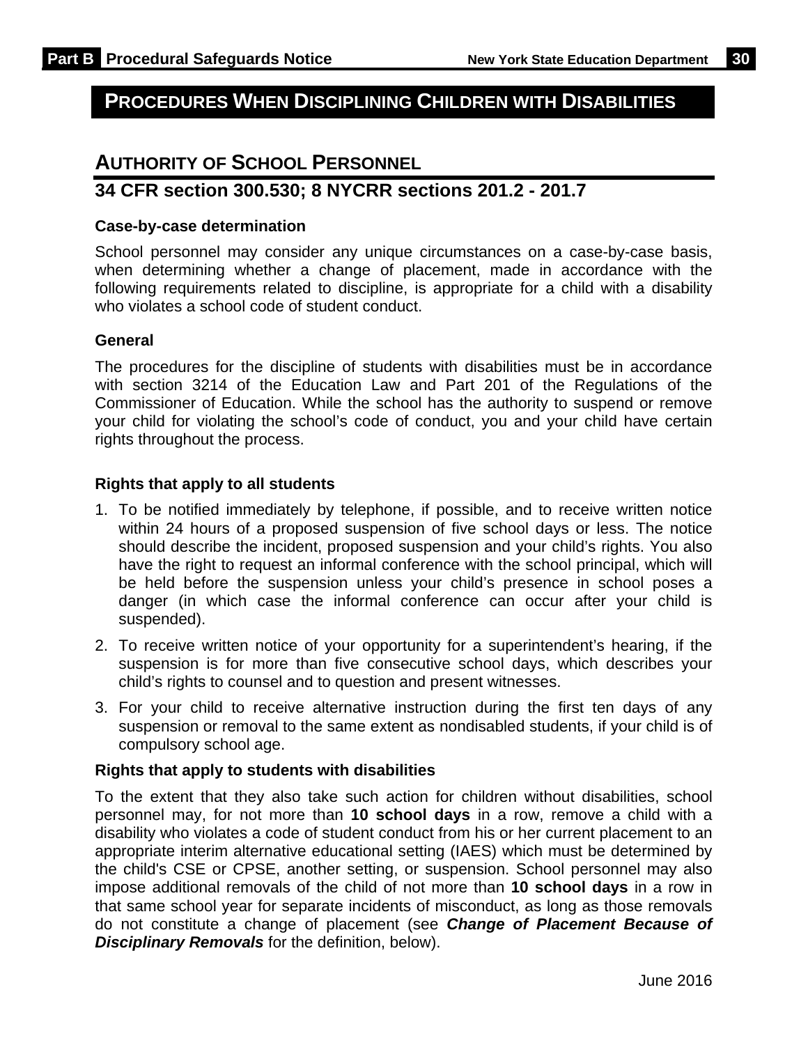# PROCEDURES WHEN DISCIPLINING CHILDREN WITH DISABILITIES

## AUTHORITY OF SCHOOL PERSONNEL

## 34 CFR section 300.530; 8 NYCRR sections 201.2 - 201.7

**Case-by-case determination**

School personnel may consider any unique circumstances on a case-by-case basis, when determining whether a change of placement, made in accordance with the following requirements related to discipline, is appropriate for a child with a disability who violates a school code of student conduct.

**General**

The procedures for the discipline of students with disabilities must be in accordance with section 3214 of the Education Law and Part 201 of the Regulations of the Commissioner of Education. While the school has the authority to suspend or remove your child for violating the school's code of conduct, you and your child have certain rights throughout the process.

**Rights that apply to all students**

1. To be notified immediately by telephone, if possible, and to receive written notice within 24 hours of a proposed suspension of five school days or less. The notice should describe the incident, proposed suspension and your child's rights. You also have the right to request an informal conference with the school principal, which will be held before the suspension unless your child's presence in school poses a danger (in which case the informal conference can occur after your child is suspended).
2. To receive written notice of your opportunity for a superintendent's hearing, if the suspension is for more than five consecutive school days, which describes your child's rights to counsel and to question and present witnesses.
3. For your child to receive alternative instruction during the first ten days of any suspension or removal to the same extent as nondisabled students, if your child is of compulsory school age.

**Rights that apply to students with disabilities**

To the extent that they also take such action for children without disabilities, school personnel may, for not more than **10 school days** in a row, remove a child with a disability who violates a code of student conduct from his or her current placement to an appropriate interim alternative educational setting (IAES) which must be determined by the child's CSE or CPSE, another setting, or suspension. School personnel may also impose additional removals of the child of not more than **10 school days** in a row in that same school year for separate incidents of misconduct, as long as those removals do not constitute a change of placement (see ***Change of Placement Because of Disciplinary Removals*** for the definition, below).

June 2016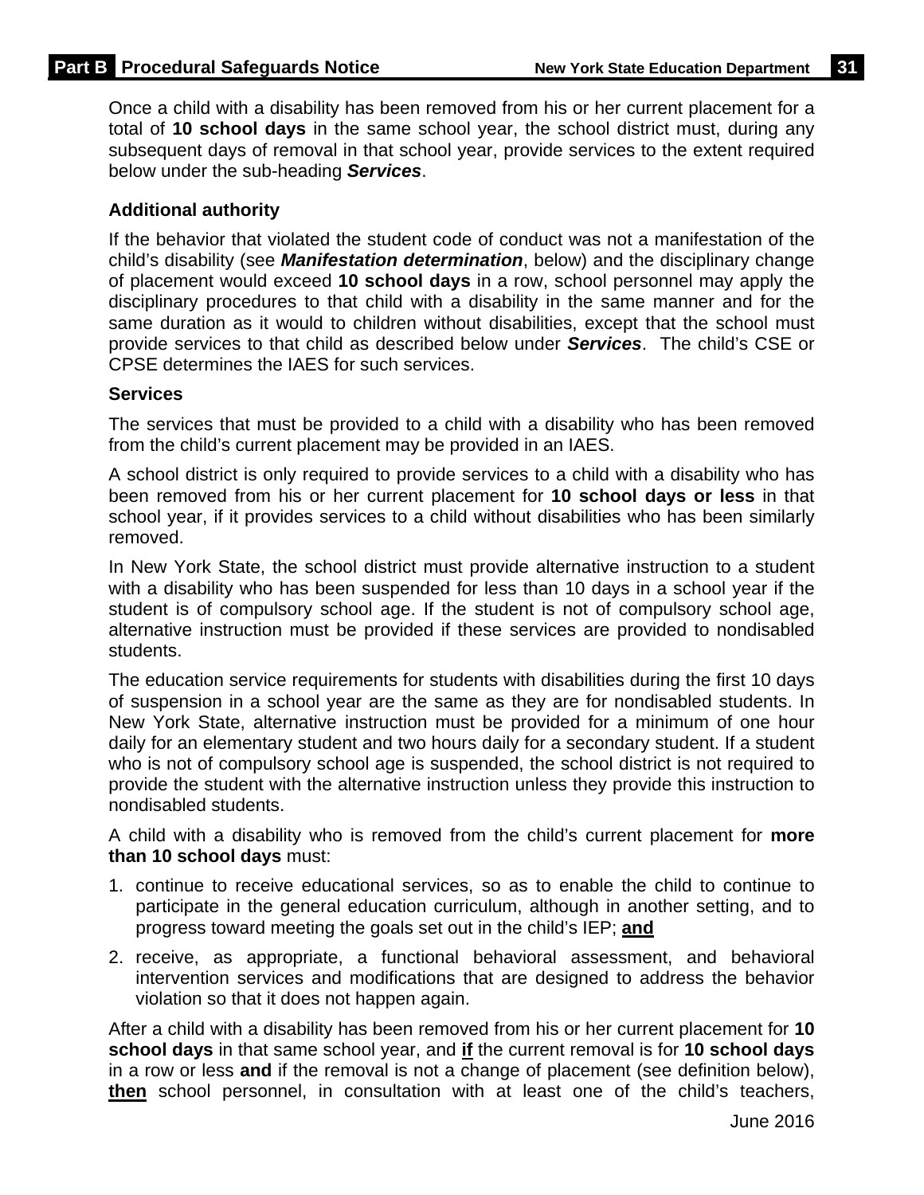Once a child with a disability has been removed from his or her current placement for a total of **10 school days** in the same school year, the school district must, during any subsequent days of removal in that school year, provide services to the extent required below under the sub-heading ***Services***.

**Additional authority**

If the behavior that violated the student code of conduct was not a manifestation of the child's disability (see ***Manifestation determination***, below) and the disciplinary change of placement would exceed **10 school days** in a row, school personnel may apply the disciplinary procedures to that child with a disability in the same manner and for the same duration as it would to children without disabilities, except that the school must provide services to that child as described below under ***Services***. The child's CSE or CPSE determines the IAES for such services.

**Services**

The services that must be provided to a child with a disability who has been removed from the child's current placement may be provided in an IAES.

A school district is only required to provide services to a child with a disability who has been removed from his or her current placement for **10 school days or less** in that school year, if it provides services to a child without disabilities who has been similarly removed.

In New York State, the school district must provide alternative instruction to a student with a disability who has been suspended for less than 10 days in a school year if the student is of compulsory school age. If the student is not of compulsory school age, alternative instruction must be provided if these services are provided to nondisabled students.

The education service requirements for students with disabilities during the first 10 days of suspension in a school year are the same as they are for nondisabled students. In New York State, alternative instruction must be provided for a minimum of one hour daily for an elementary student and two hours daily for a secondary student. If a student who is not of compulsory school age is suspended, the school district is not required to provide the student with the alternative instruction unless they provide this instruction to nondisabled students.

A child with a disability who is removed from the child's current placement for **more than 10 school days** must:

1. continue to receive educational services, so as to enable the child to continue to participate in the general education curriculum, although in another setting, and to progress toward meeting the goals set out in the child's IEP; **<u>and</u>**
2. receive, as appropriate, a functional behavioral assessment, and behavioral intervention services and modifications that are designed to address the behavior violation so that it does not happen again.

After a child with a disability has been removed from his or her current placement for **10 school days** in that same school year, and **<u>if</u>** the current removal is for **10 school days** in a row or less **and** if the removal is not a change of placement (see definition below), **<u>then</u>** school personnel, in consultation with at least one of the child's teachers,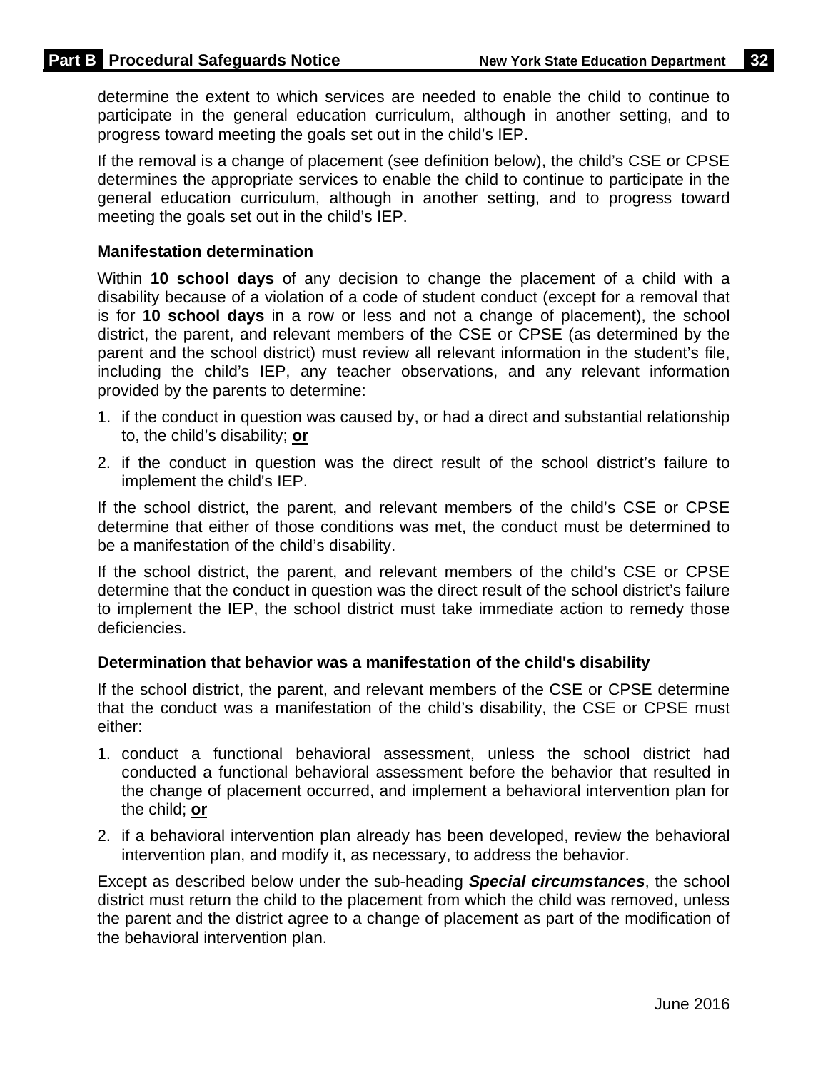determine the extent to which services are needed to enable the child to continue to participate in the general education curriculum, although in another setting, and to progress toward meeting the goals set out in the child's IEP.

If the removal is a change of placement (see definition below), the child's CSE or CPSE determines the appropriate services to enable the child to continue to participate in the general education curriculum, although in another setting, and to progress toward meeting the goals set out in the child's IEP.

### Manifestation determination

Within **10 school days** of any decision to change the placement of a child with a disability because of a violation of a code of student conduct (except for a removal that is for **10 school days** in a row or less and not a change of placement), the school district, the parent, and relevant members of the CSE or CPSE (as determined by the parent and the school district) must review all relevant information in the student's file, including the child's IEP, any teacher observations, and any relevant information provided by the parents to determine:

1. if the conduct in question was caused by, or had a direct and substantial relationship to, the child's disability; **<u>or</u>**
2. if the conduct in question was the direct result of the school district's failure to implement the child's IEP.

If the school district, the parent, and relevant members of the child's CSE or CPSE determine that either of those conditions was met, the conduct must be determined to be a manifestation of the child's disability.

If the school district, the parent, and relevant members of the child's CSE or CPSE determine that the conduct in question was the direct result of the school district's failure to implement the IEP, the school district must take immediate action to remedy those deficiencies.

### Determination that behavior was a manifestation of the child's disability

If the school district, the parent, and relevant members of the CSE or CPSE determine that the conduct was a manifestation of the child's disability, the CSE or CPSE must either:

1. conduct a functional behavioral assessment, unless the school district had conducted a functional behavioral assessment before the behavior that resulted in the change of placement occurred, and implement a behavioral intervention plan for the child; **<u>or</u>**
2. if a behavioral intervention plan already has been developed, review the behavioral intervention plan, and modify it, as necessary, to address the behavior.

Except as described below under the sub-heading ***Special circumstances***, the school district must return the child to the placement from which the child was removed, unless the parent and the district agree to a change of placement as part of the modification of the behavioral intervention plan.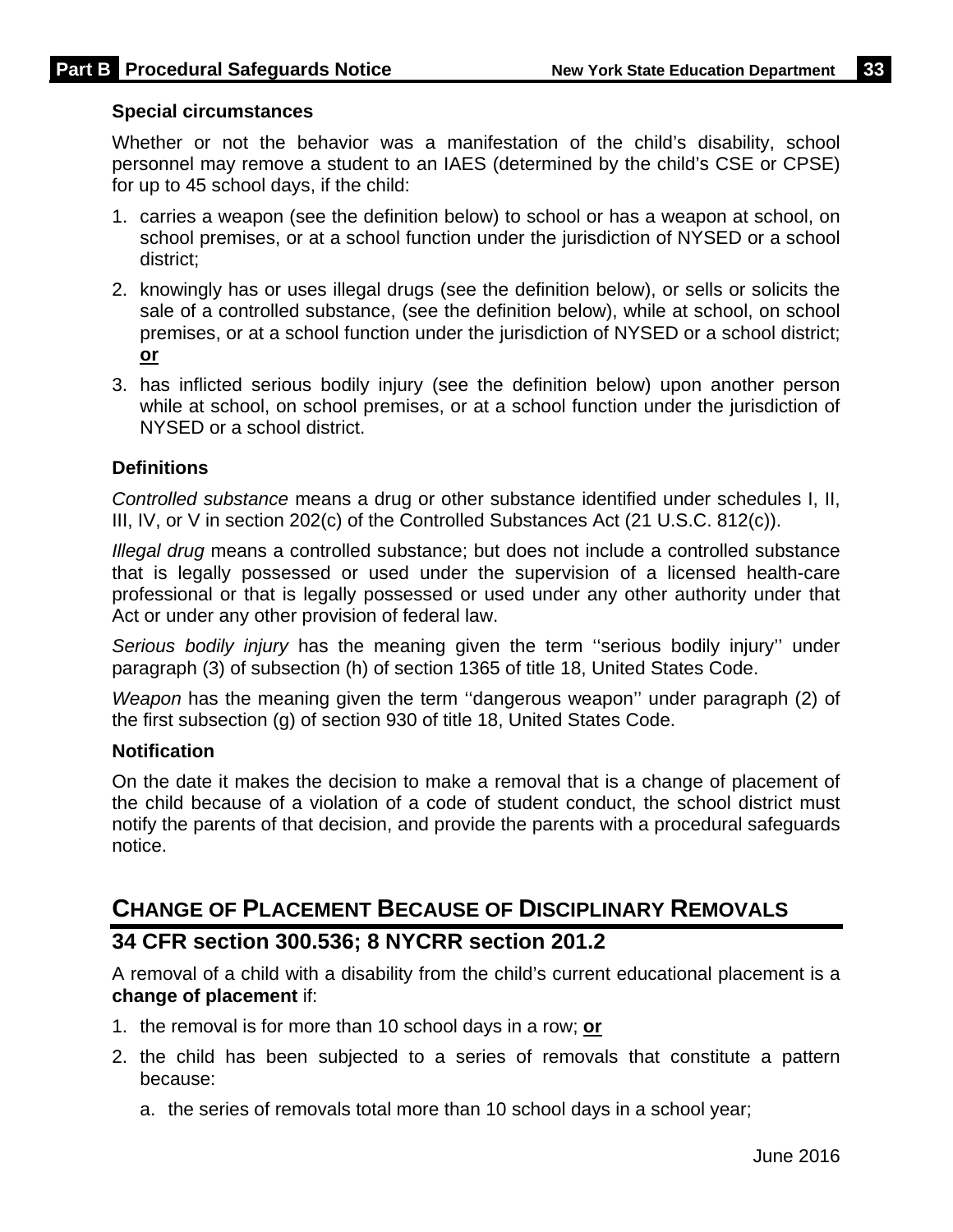**Special circumstances**

Whether or not the behavior was a manifestation of the child's disability, school personnel may remove a student to an IAES (determined by the child's CSE or CPSE) for up to 45 school days, if the child:

1. carries a weapon (see the definition below) to school or has a weapon at school, on school premises, or at a school function under the jurisdiction of NYSED or a school district;
2. knowingly has or uses illegal drugs (see the definition below), or sells or solicits the sale of a controlled substance, (see the definition below), while at school, on school premises, or at a school function under the jurisdiction of NYSED or a school district; **or**
3. has inflicted serious bodily injury (see the definition below) upon another person while at school, on school premises, or at a school function under the jurisdiction of NYSED or a school district.

**Definitions**

*Controlled substance* means a drug or other substance identified under schedules I, II, III, IV, or V in section 202(c) of the Controlled Substances Act (21 U.S.C. 812(c)).

*Illegal drug* means a controlled substance; but does not include a controlled substance that is legally possessed or used under the supervision of a licensed health-care professional or that is legally possessed or used under any other authority under that Act or under any other provision of federal law.

*Serious bodily injury* has the meaning given the term ''serious bodily injury'' under paragraph (3) of subsection (h) of section 1365 of title 18, United States Code.

*Weapon* has the meaning given the term ''dangerous weapon'' under paragraph (2) of the first subsection (g) of section 930 of title 18, United States Code.

**Notification**

On the date it makes the decision to make a removal that is a change of placement of the child because of a violation of a code of student conduct, the school district must notify the parents of that decision, and provide the parents with a procedural safeguards notice.

## CHANGE OF PLACEMENT BECAUSE OF DISCIPLINARY REMOVALS

### 34 CFR section 300.536; 8 NYCRR section 201.2

A removal of a child with a disability from the child's current educational placement is a **change of placement** if:

1. the removal is for more than 10 school days in a row; **or**
2. the child has been subjected to a series of removals that constitute a pattern because:
   a. the series of removals total more than 10 school days in a school year;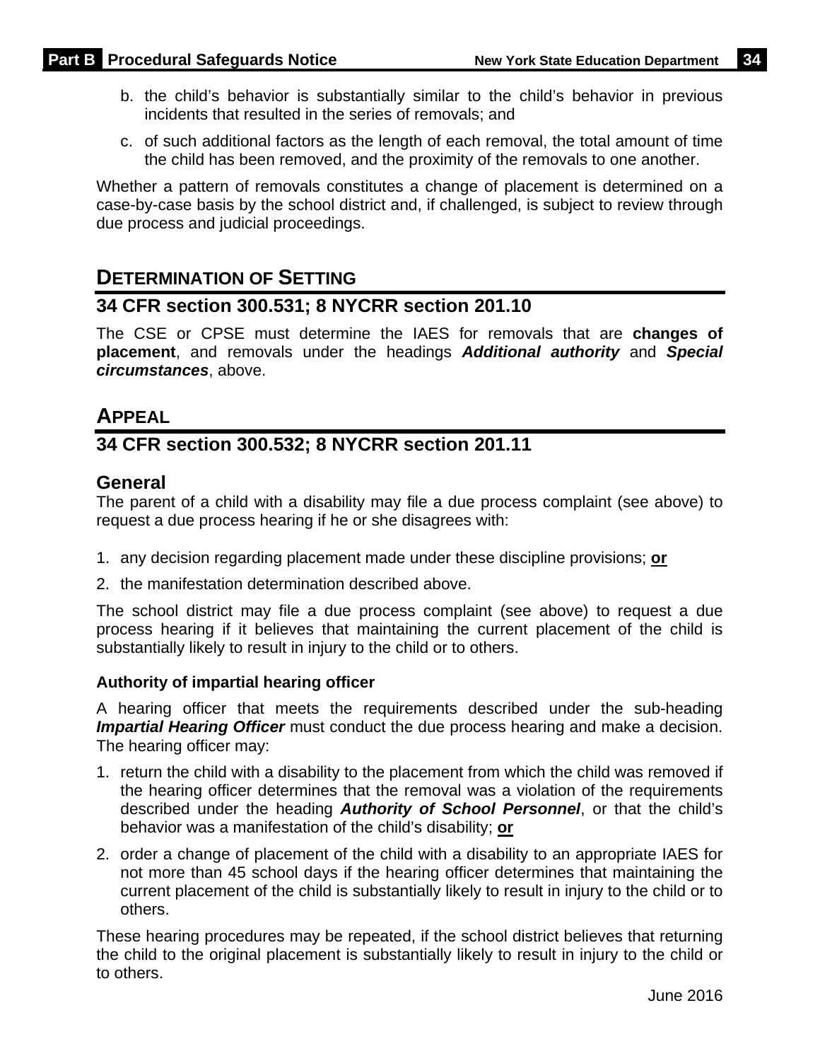b. the child's behavior is substantially similar to the child's behavior in previous incidents that resulted in the series of removals; and

c. of such additional factors as the length of each removal, the total amount of time the child has been removed, and the proximity of the removals to one another.

Whether a pattern of removals constitutes a change of placement is determined on a case-by-case basis by the school district and, if challenged, is subject to review through due process and judicial proceedings.

## DETERMINATION OF SETTING

## 34 CFR section 300.531; 8 NYCRR section 201.10

The CSE or CPSE must determine the IAES for removals that are **changes of placement**, and removals under the headings ***Additional authority*** and ***Special circumstances***, above.

## APPEAL

## 34 CFR section 300.532; 8 NYCRR section 201.11

### General

The parent of a child with a disability may file a due process complaint (see above) to request a due process hearing if he or she disagrees with:

1. any decision regarding placement made under these discipline provisions; **or**
2. the manifestation determination described above.

The school district may file a due process complaint (see above) to request a due process hearing if it believes that maintaining the current placement of the child is substantially likely to result in injury to the child or to others.

#### Authority of impartial hearing officer

A hearing officer that meets the requirements described under the sub-heading ***Impartial Hearing Officer*** must conduct the due process hearing and make a decision. The hearing officer may:

1. return the child with a disability to the placement from which the child was removed if the hearing officer determines that the removal was a violation of the requirements described under the heading ***Authority of School Personnel***, or that the child's behavior was a manifestation of the child's disability; **or**
2. order a change of placement of the child with a disability to an appropriate IAES for not more than 45 school days if the hearing officer determines that maintaining the current placement of the child is substantially likely to result in injury to the child or to others.

These hearing procedures may be repeated, if the school district believes that returning the child to the original placement is substantially likely to result in injury to the child or to others.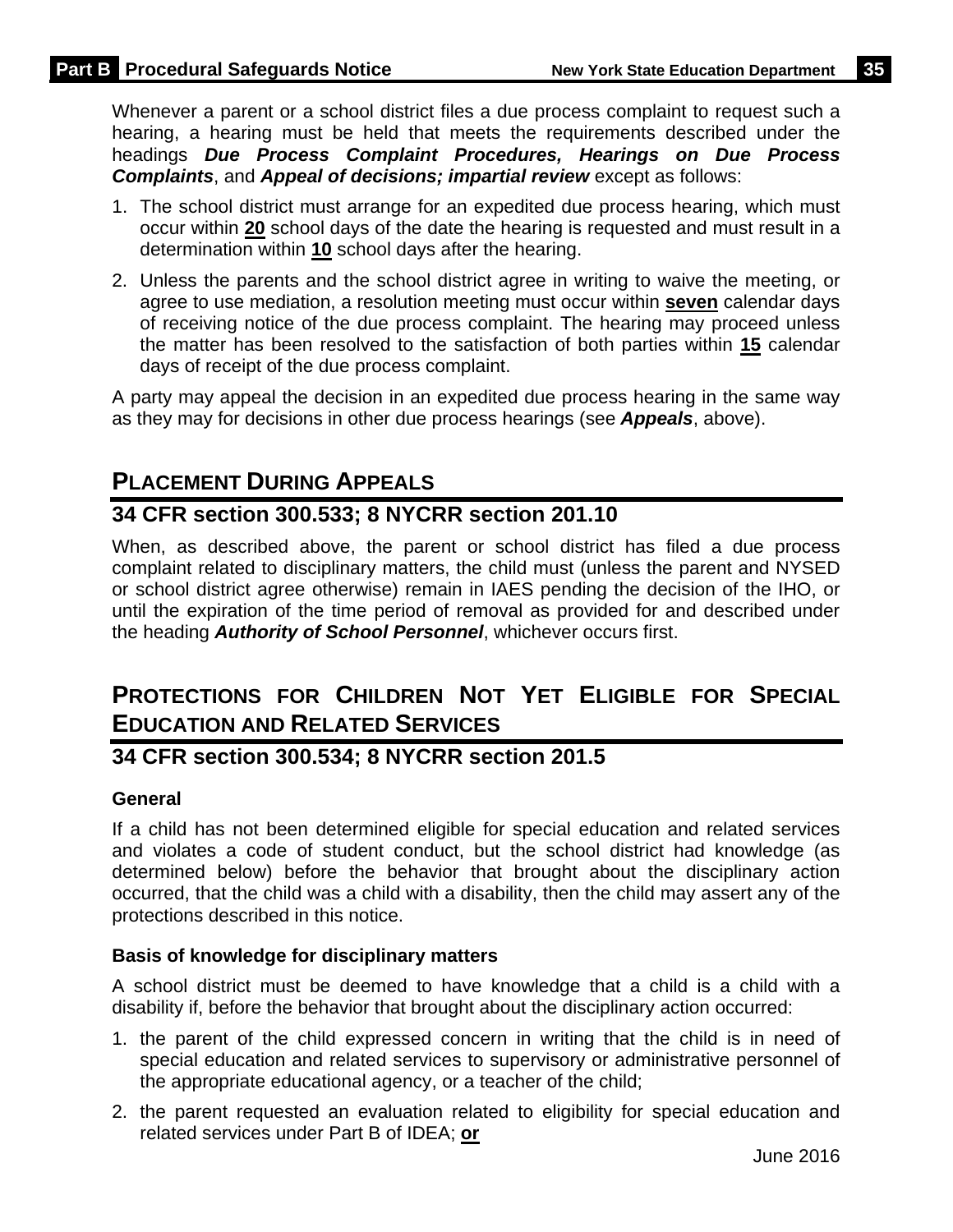Whenever a parent or a school district files a due process complaint to request such a hearing, a hearing must be held that meets the requirements described under the headings ***Due Process Complaint Procedures, Hearings on Due Process Complaints***, and ***Appeal of decisions; impartial review*** except as follows:

1. The school district must arrange for an expedited due process hearing, which must occur within **20** school days of the date the hearing is requested and must result in a determination within **10** school days after the hearing.
2. Unless the parents and the school district agree in writing to waive the meeting, or agree to use mediation, a resolution meeting must occur within **seven** calendar days of receiving notice of the due process complaint. The hearing may proceed unless the matter has been resolved to the satisfaction of both parties within **15** calendar days of receipt of the due process complaint.

A party may appeal the decision in an expedited due process hearing in the same way as they may for decisions in other due process hearings (see ***Appeals***, above).

## Placement During Appeals

### 34 CFR section 300.533; 8 NYCRR section 201.10

When, as described above, the parent or school district has filed a due process complaint related to disciplinary matters, the child must (unless the parent and NYSED or school district agree otherwise) remain in IAES pending the decision of the IHO, or until the expiration of the time period of removal as provided for and described under the heading ***Authority of School Personnel***, whichever occurs first.

## Protections for Children Not Yet Eligible for Special Education and Related Services

### 34 CFR section 300.534; 8 NYCRR section 201.5

#### General

If a child has not been determined eligible for special education and related services and violates a code of student conduct, but the school district had knowledge (as determined below) before the behavior that brought about the disciplinary action occurred, that the child was a child with a disability, then the child may assert any of the protections described in this notice.

#### Basis of knowledge for disciplinary matters

A school district must be deemed to have knowledge that a child is a child with a disability if, before the behavior that brought about the disciplinary action occurred:

1. the parent of the child expressed concern in writing that the child is in need of special education and related services to supervisory or administrative personnel of the appropriate educational agency, or a teacher of the child;
2. the parent requested an evaluation related to eligibility for special education and related services under Part B of IDEA; **or**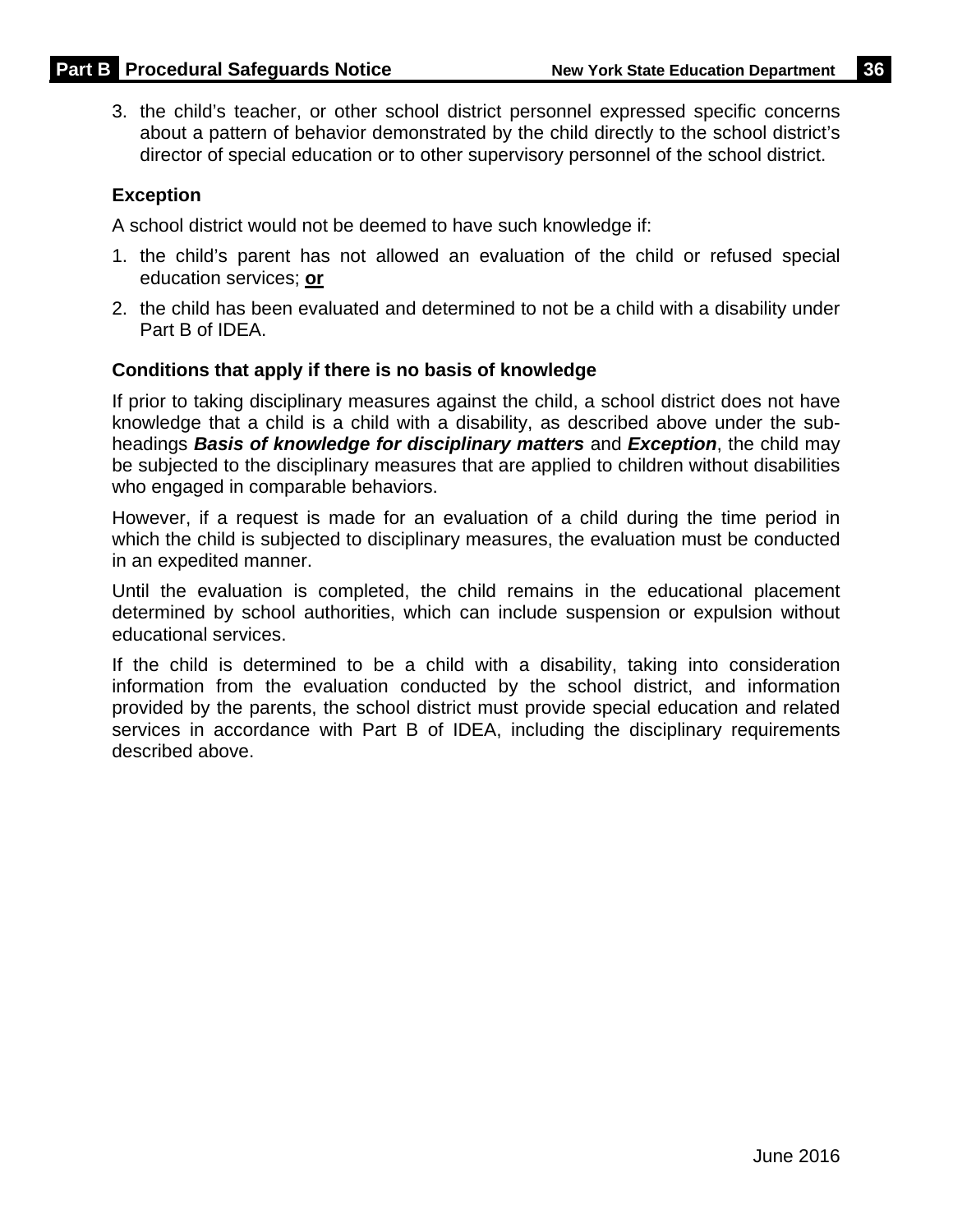3. the child's teacher, or other school district personnel expressed specific concerns about a pattern of behavior demonstrated by the child directly to the school district's director of special education or to other supervisory personnel of the school district.

### Exception

A school district would not be deemed to have such knowledge if:

1. the child's parent has not allowed an evaluation of the child or refused special education services; **or**
2. the child has been evaluated and determined to not be a child with a disability under Part B of IDEA.

### Conditions that apply if there is no basis of knowledge

If prior to taking disciplinary measures against the child, a school district does not have knowledge that a child is a child with a disability, as described above under the sub-headings ***Basis of knowledge for disciplinary matters*** and ***Exception***, the child may be subjected to the disciplinary measures that are applied to children without disabilities who engaged in comparable behaviors.

However, if a request is made for an evaluation of a child during the time period in which the child is subjected to disciplinary measures, the evaluation must be conducted in an expedited manner.

Until the evaluation is completed, the child remains in the educational placement determined by school authorities, which can include suspension or expulsion without educational services.

If the child is determined to be a child with a disability, taking into consideration information from the evaluation conducted by the school district, and information provided by the parents, the school district must provide special education and related services in accordance with Part B of IDEA, including the disciplinary requirements described above.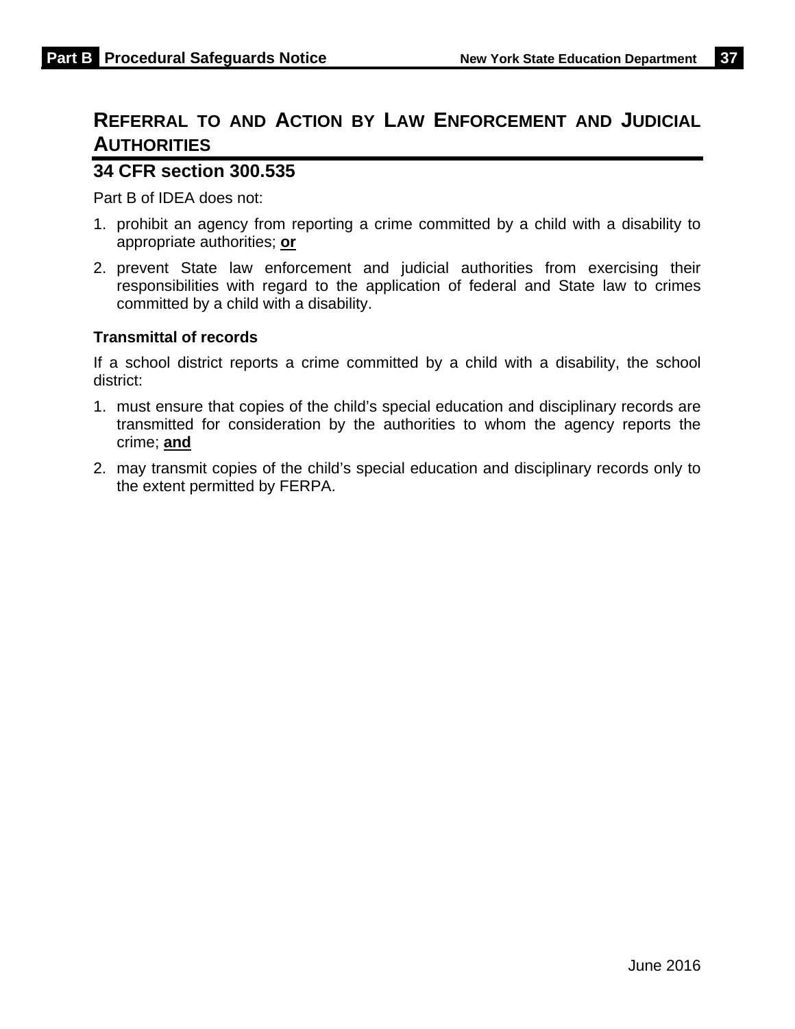## Referral to and Action by Law Enforcement and Judicial Authorities

### 34 CFR section 300.535

Part B of IDEA does not:

1. prohibit an agency from reporting a crime committed by a child with a disability to appropriate authorities; **or**
2. prevent State law enforcement and judicial authorities from exercising their responsibilities with regard to the application of federal and State law to crimes committed by a child with a disability.

**Transmittal of records**

If a school district reports a crime committed by a child with a disability, the school district:

1. must ensure that copies of the child's special education and disciplinary records are transmitted for consideration by the authorities to whom the agency reports the crime; **and**
2. may transmit copies of the child's special education and disciplinary records only to the extent permitted by FERPA.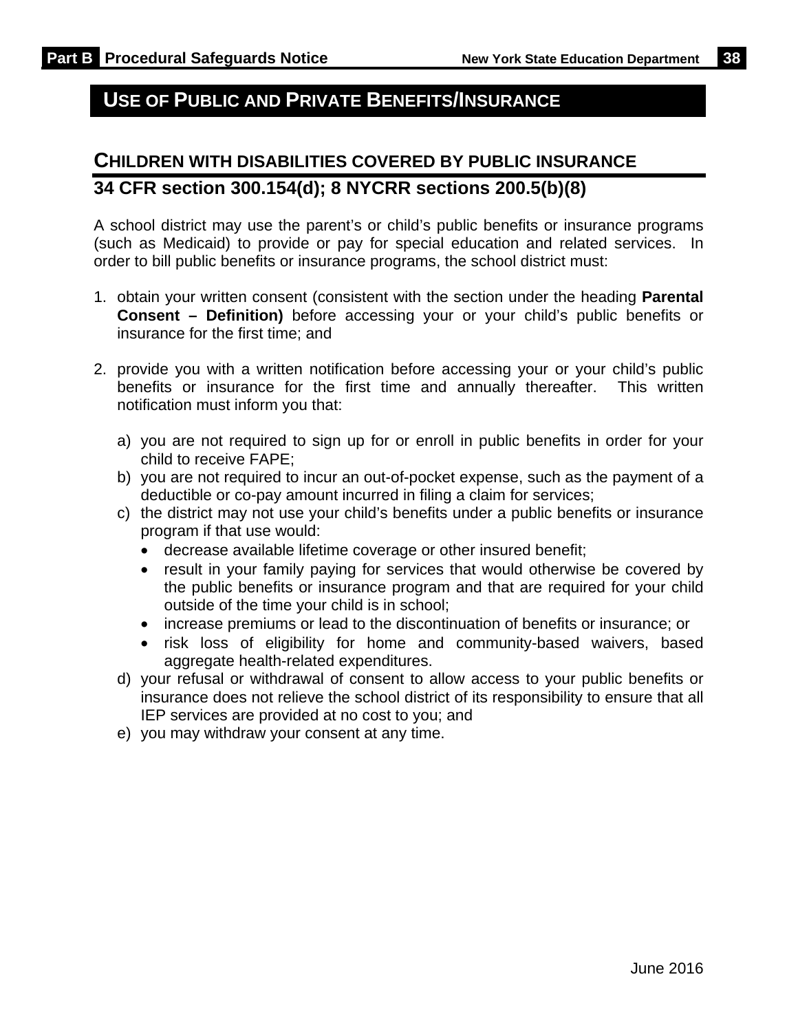## USE OF PUBLIC AND PRIVATE BENEFITS/INSURANCE

### CHILDREN WITH DISABILITIES COVERED BY PUBLIC INSURANCE

### 34 CFR section 300.154(d); 8 NYCRR sections 200.5(b)(8)

A school district may use the parent's or child's public benefits or insurance programs (such as Medicaid) to provide or pay for special education and related services. In order to bill public benefits or insurance programs, the school district must:

1. obtain your written consent (consistent with the section under the heading **Parental Consent – Definition)** before accessing your or your child's public benefits or insurance for the first time; and

2. provide you with a written notification before accessing your or your child's public benefits or insurance for the first time and annually thereafter. This written notification must inform you that:

   a) you are not required to sign up for or enroll in public benefits in order for your child to receive FAPE;
   b) you are not required to incur an out-of-pocket expense, such as the payment of a deductible or co-pay amount incurred in filing a claim for services;
   c) the district may not use your child's benefits under a public benefits or insurance program if that use would:
      - decrease available lifetime coverage or other insured benefit;
      - result in your family paying for services that would otherwise be covered by the public benefits or insurance program and that are required for your child outside of the time your child is in school;
      - increase premiums or lead to the discontinuation of benefits or insurance; or
      - risk loss of eligibility for home and community-based waivers, based aggregate health-related expenditures.
   d) your refusal or withdrawal of consent to allow access to your public benefits or insurance does not relieve the school district of its responsibility to ensure that all IEP services are provided at no cost to you; and
   e) you may withdraw your consent at any time.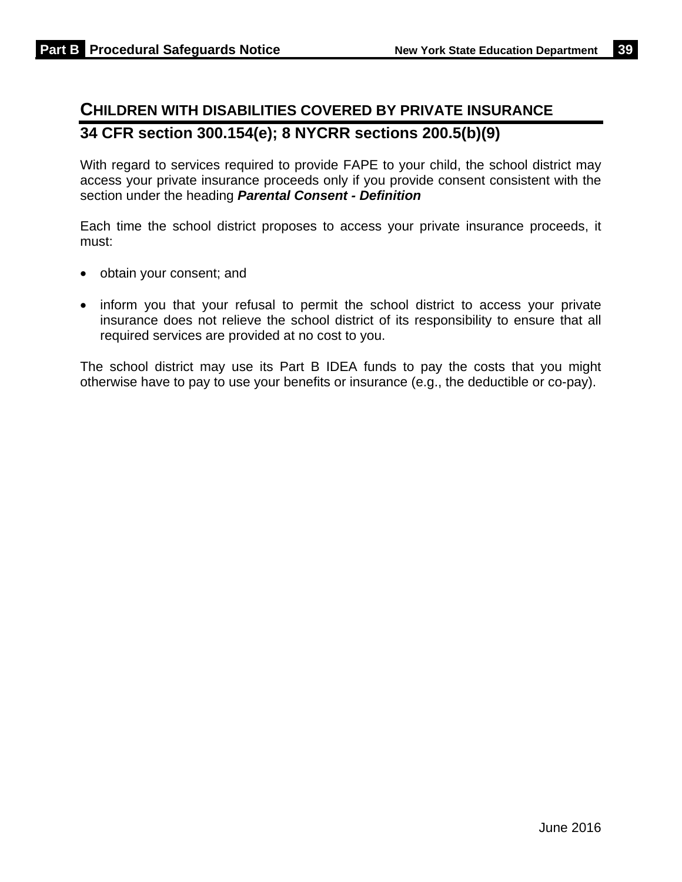## CHILDREN WITH DISABILITIES COVERED BY PRIVATE INSURANCE

### 34 CFR section 300.154(e); 8 NYCRR sections 200.5(b)(9)

With regard to services required to provide FAPE to your child, the school district may access your private insurance proceeds only if you provide consent consistent with the section under the heading ***Parental Consent - Definition***

Each time the school district proposes to access your private insurance proceeds, it must:

- obtain your consent; and
- inform you that your refusal to permit the school district to access your private insurance does not relieve the school district of its responsibility to ensure that all required services are provided at no cost to you.

The school district may use its Part B IDEA funds to pay the costs that you might otherwise have to pay to use your benefits or insurance (e.g., the deductible or co-pay).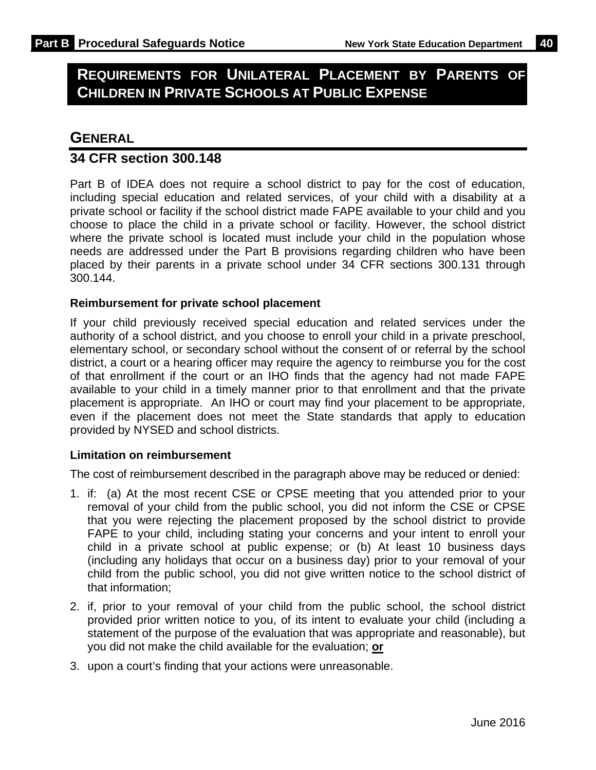# Requirements for Unilateral Placement by Parents of Children in Private Schools at Public Expense

## General

## 34 CFR section 300.148

Part B of IDEA does not require a school district to pay for the cost of education, including special education and related services, of your child with a disability at a private school or facility if the school district made FAPE available to your child and you choose to place the child in a private school or facility. However, the school district where the private school is located must include your child in the population whose needs are addressed under the Part B provisions regarding children who have been placed by their parents in a private school under 34 CFR sections 300.131 through 300.144.

**Reimbursement for private school placement**

If your child previously received special education and related services under the authority of a school district, and you choose to enroll your child in a private preschool, elementary school, or secondary school without the consent of or referral by the school district, a court or a hearing officer may require the agency to reimburse you for the cost of that enrollment if the court or an IHO finds that the agency had not made FAPE available to your child in a timely manner prior to that enrollment and that the private placement is appropriate. An IHO or court may find your placement to be appropriate, even if the placement does not meet the State standards that apply to education provided by NYSED and school districts.

**Limitation on reimbursement**

The cost of reimbursement described in the paragraph above may be reduced or denied:

1. if: (a) At the most recent CSE or CPSE meeting that you attended prior to your removal of your child from the public school, you did not inform the CSE or CPSE that you were rejecting the placement proposed by the school district to provide FAPE to your child, including stating your concerns and your intent to enroll your child in a private school at public expense; or (b) At least 10 business days (including any holidays that occur on a business day) prior to your removal of your child from the public school, you did not give written notice to the school district of that information;
2. if, prior to your removal of your child from the public school, the school district provided prior written notice to you, of its intent to evaluate your child (including a statement of the purpose of the evaluation that was appropriate and reasonable), but you did not make the child available for the evaluation; **or**
3. upon a court's finding that your actions were unreasonable.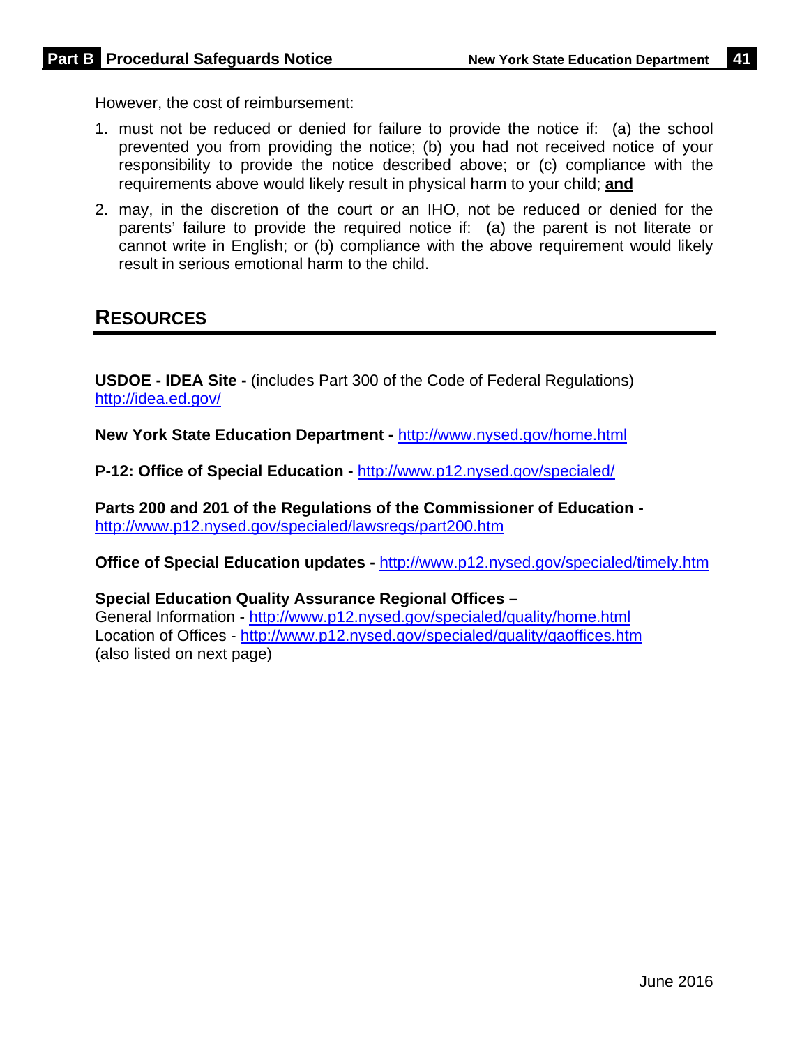However, the cost of reimbursement:

1. must not be reduced or denied for failure to provide the notice if: (a) the school prevented you from providing the notice; (b) you had not received notice of your responsibility to provide the notice described above; or (c) compliance with the requirements above would likely result in physical harm to your child; **and**
2. may, in the discretion of the court or an IHO, not be reduced or denied for the parents' failure to provide the required notice if: (a) the parent is not literate or cannot write in English; or (b) compliance with the above requirement would likely result in serious emotional harm to the child.

## RESOURCES

**USDOE - IDEA Site -** (includes Part 300 of the Code of Federal Regulations)
http://idea.ed.gov/

**New York State Education Department -** http://www.nysed.gov/home.html

**P-12: Office of Special Education -** http://www.p12.nysed.gov/specialed/

**Parts 200 and 201 of the Regulations of the Commissioner of Education -**
http://www.p12.nysed.gov/specialed/lawsregs/part200.htm

**Office of Special Education updates -** http://www.p12.nysed.gov/specialed/timely.htm

**Special Education Quality Assurance Regional Offices –**
General Information - http://www.p12.nysed.gov/specialed/quality/home.html
Location of Offices - http://www.p12.nysed.gov/specialed/quality/qaoffices.htm
(also listed on next page)

June 2016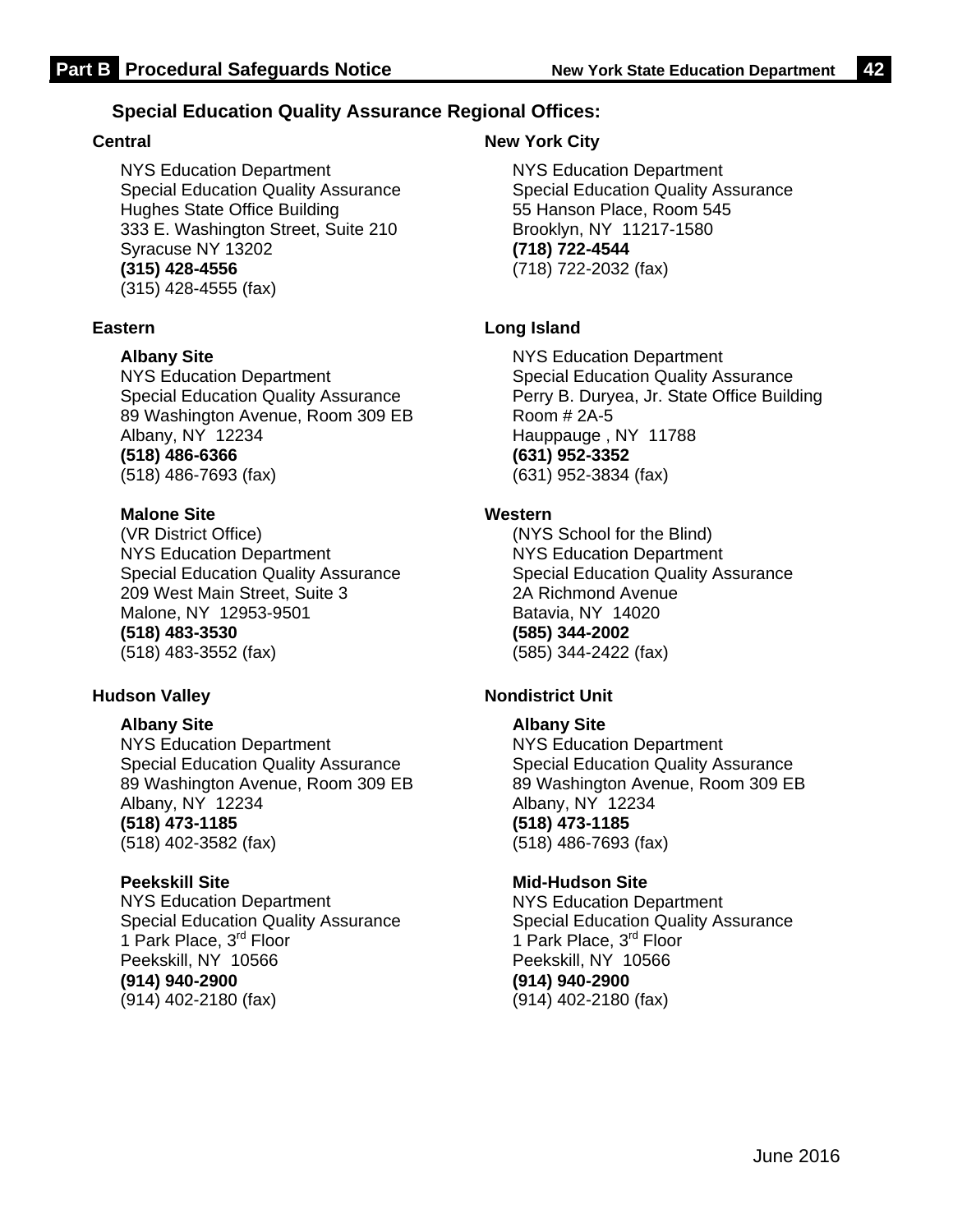## Special Education Quality Assurance Regional Offices:

### Central

NYS Education Department
Special Education Quality Assurance
Hughes State Office Building
333 E. Washington Street, Suite 210
Syracuse NY 13202
**(315) 428-4556**
(315) 428-4555 (fax)

### Eastern

**Albany Site**
NYS Education Department
Special Education Quality Assurance
89 Washington Avenue, Room 309 EB
Albany, NY 12234
**(518) 486-6366**
(518) 486-7693 (fax)

**Malone Site**
(VR District Office)
NYS Education Department
Special Education Quality Assurance
209 West Main Street, Suite 3
Malone, NY 12953-9501
**(518) 483-3530**
(518) 483-3552 (fax)

### Hudson Valley

**Albany Site**
NYS Education Department
Special Education Quality Assurance
89 Washington Avenue, Room 309 EB
Albany, NY 12234
**(518) 473-1185**
(518) 402-3582 (fax)

**Peekskill Site**
NYS Education Department
Special Education Quality Assurance
1 Park Place, 3rd Floor
Peekskill, NY 10566
**(914) 940-2900**
(914) 402-2180 (fax)

### New York City

NYS Education Department
Special Education Quality Assurance
55 Hanson Place, Room 545
Brooklyn, NY 11217-1580
**(718) 722-4544**
(718) 722-2032 (fax)

### Long Island

NYS Education Department
Special Education Quality Assurance
Perry B. Duryea, Jr. State Office Building
Room # 2A-5
Hauppauge , NY 11788
**(631) 952-3352**
(631) 952-3834 (fax)

### Western

(NYS School for the Blind)
NYS Education Department
Special Education Quality Assurance
2A Richmond Avenue
Batavia, NY 14020
**(585) 344-2002**
(585) 344-2422 (fax)

### Nondistrict Unit

**Albany Site**
NYS Education Department
Special Education Quality Assurance
89 Washington Avenue, Room 309 EB
Albany, NY 12234
**(518) 473-1185**
(518) 486-7693 (fax)

**Mid-Hudson Site**
NYS Education Department
Special Education Quality Assurance
1 Park Place, 3rd Floor
Peekskill, NY 10566
**(914) 940-2900**
(914) 402-2180 (fax)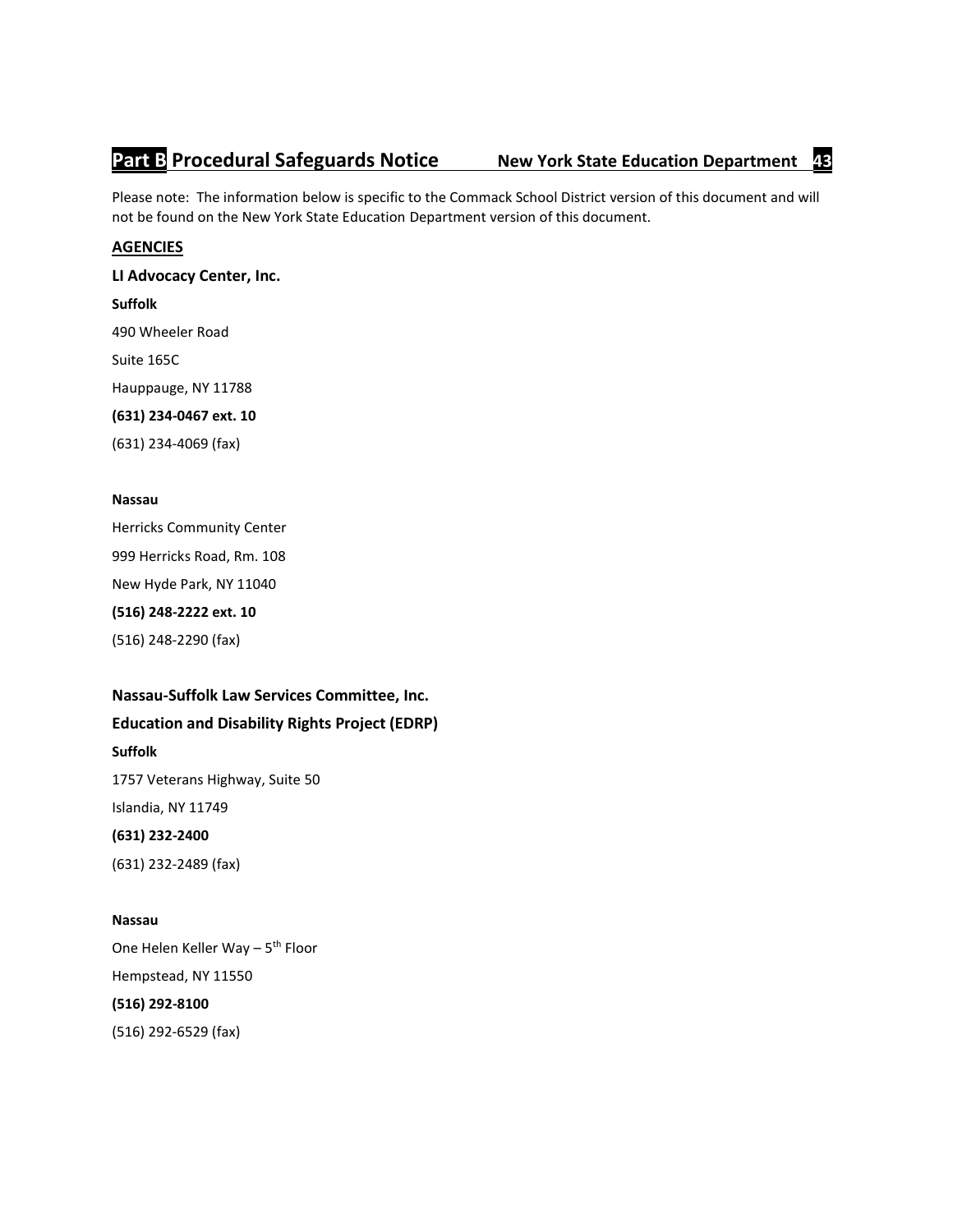Please note: The information below is specific to the Commack School District version of this document and will not be found on the New York State Education Department version of this document.

## AGENCIES

### LI Advocacy Center, Inc.

**Suffolk**

490 Wheeler Road

Suite 165C

Hauppauge, NY 11788

**(631) 234-0467 ext. 10**

(631) 234-4069 (fax)

**Nassau**

Herricks Community Center

999 Herricks Road, Rm. 108

New Hyde Park, NY 11040

**(516) 248-2222 ext. 10**

(516) 248-2290 (fax)

### Nassau-Suffolk Law Services Committee, Inc.

### Education and Disability Rights Project (EDRP)

**Suffolk**

1757 Veterans Highway, Suite 50

Islandia, NY 11749

**(631) 232-2400**

(631) 232-2489 (fax)

**Nassau**

One Helen Keller Way – 5th Floor

Hempstead, NY 11550

**(516) 292-8100**

(516) 292-6529 (fax)